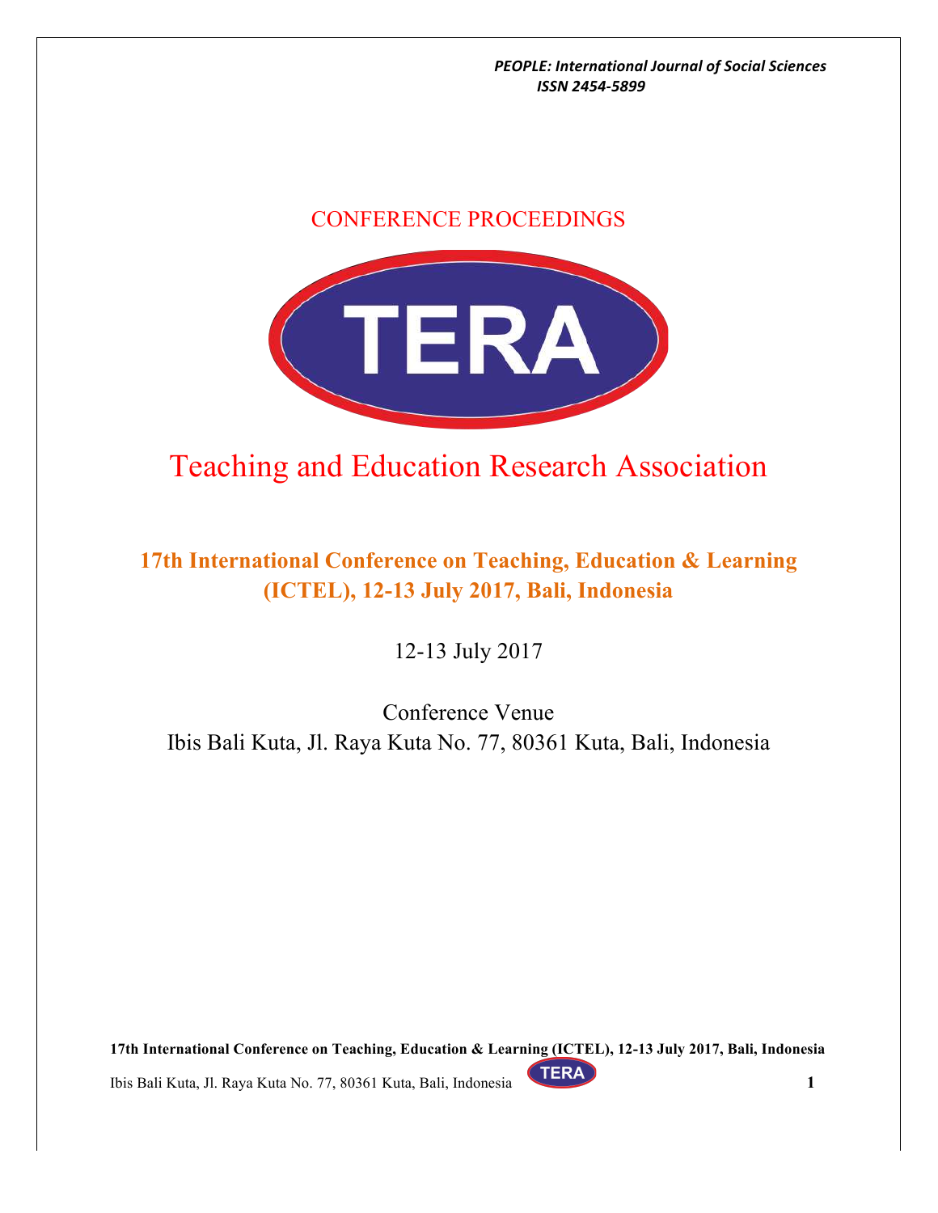CONFERENCE PROCEEDINGS

TERA

# Teaching and Education Research Association

## 17th International Conference on Teaching, Education & Learning (ICTEL), 12-13 July 2017, Bali, Indonesia

12-13 July 2017

Conference Venue

Ibis Bali Kuta, Jl. Raya Kuta No. 77, 80361 Kuta, Bali, Indonesia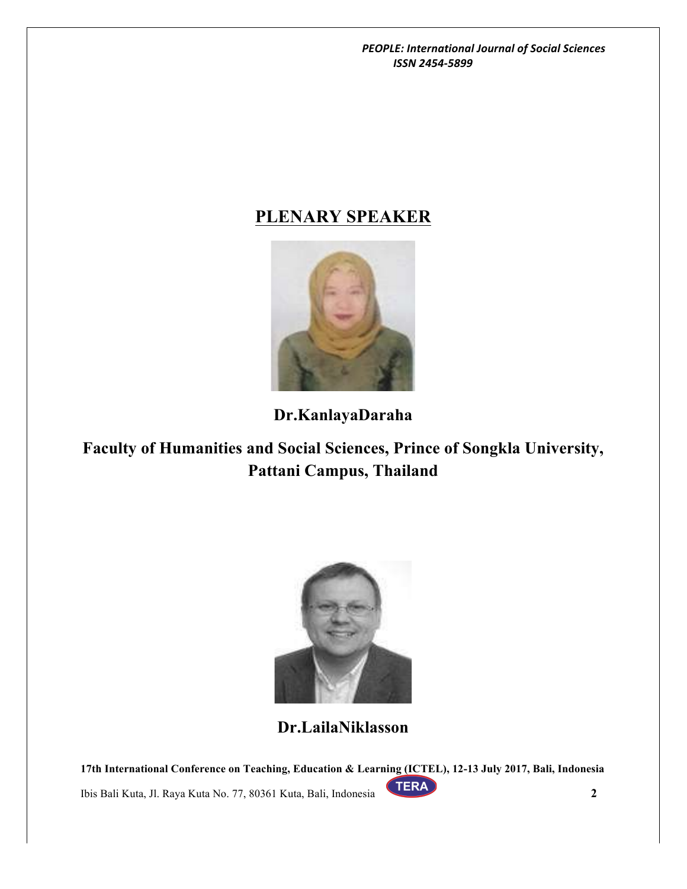## PLENARY SPEAKER

**Dr.KanlayaDaraha**

**Faculty of Humanities and Social Sciences, Prince of Songkla University, Pattani Campus, Thailand**

**Dr.LailaNiklasson**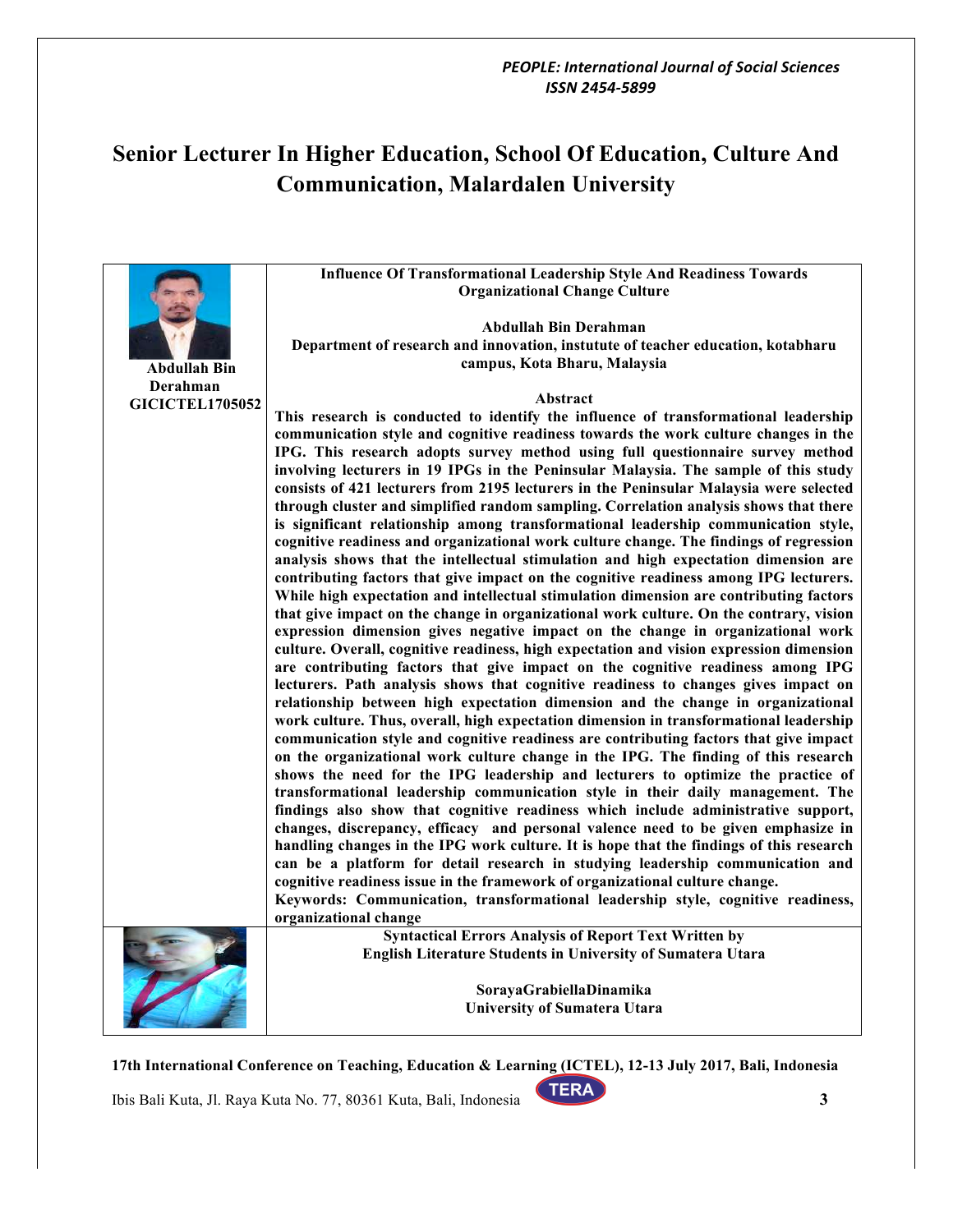# Senior Lecturer In Higher Education, School Of Education, Culture And Communication, Malardalen University

**Abdullah Bin Derahman**
**GICICTEL1705052**

**Influence Of Transformational Leadership Style And Readiness Towards Organizational Change Culture**

**Abdullah Bin Derahman**
**Department of research and innovation, instutute of teacher education, kotabharu campus, Kota Bharu, Malaysia**

**Abstract**

**This research is conducted to identify the influence of transformational leadership communication style and cognitive readiness towards the work culture changes in the IPG. This research adopts survey method using full questionnaire survey method involving lecturers in 19 IPGs in the Peninsular Malaysia. The sample of this study consists of 421 lecturers from 2195 lecturers in the Peninsular Malaysia were selected through cluster and simplified random sampling. Correlation analysis shows that there is significant relationship among transformational leadership communication style, cognitive readiness and organizational work culture change. The findings of regression analysis shows that the intellectual stimulation and high expectation dimension are contributing factors that give impact on the cognitive readiness among IPG lecturers. While high expectation and intellectual stimulation dimension are contributing factors that give impact on the change in organizational work culture. On the contrary, vision expression dimension gives negative impact on the change in organizational work culture. Overall, cognitive readiness, high expectation and vision expression dimension are contributing factors that give impact on the cognitive readiness among IPG lecturers. Path analysis shows that cognitive readiness to changes gives impact on relationship between high expectation dimension and the change in organizational work culture. Thus, overall, high expectation dimension in transformational leadership communication style and cognitive readiness are contributing factors that give impact on the organizational work culture change in the IPG. The finding of this research shows the need for the IPG leadership and lecturers to optimize the practice of transformational leadership communication style in their daily management. The findings also show that cognitive readiness which include administrative support, changes, discrepancy, efficacy and personal valence need to be given emphasize in handling changes in the IPG work culture. It is hope that the findings of this research can be a platform for detail research in studying leadership communication and cognitive readiness issue in the framework of organizational culture change.**

**Keywords: Communication, transformational leadership style, cognitive readiness, organizational change**

**Syntactical Errors Analysis of Report Text Written by English Literature Students in University of Sumatera Utara**

**SorayaGrabiellaDinamika**
**University of Sumatera Utara**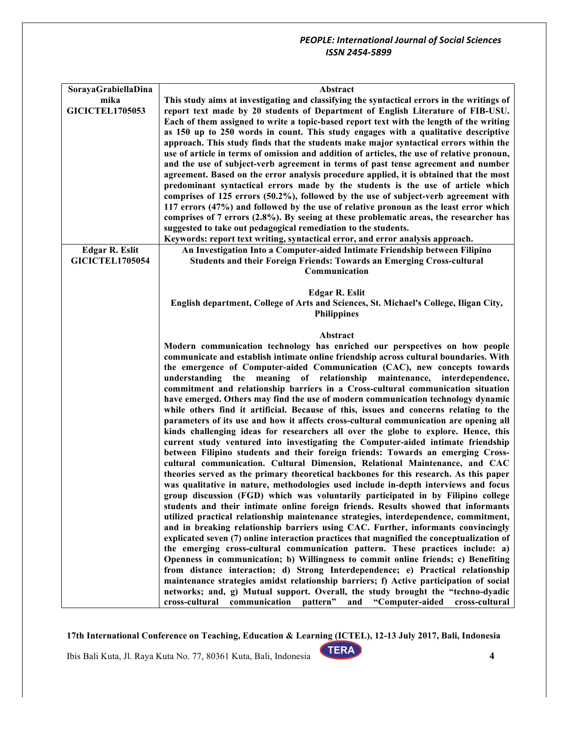| SorayaGrabiellaDinamika GICICTEL1705053 | **Abstract** **This study aims at investigating and classifying the syntactical errors in the writings of report text made by 20 students of Department of English Literature of FIB-USU. Each of them assigned to write a topic-based report text with the length of the writing as 150 up to 250 words in count. This study engages with a qualitative descriptive approach. This study finds that the students make major syntactical errors within the use of article in terms of omission and addition of articles, the use of relative pronoun, and the use of subject-verb agreement in terms of past tense agreement and number agreement. Based on the error analysis procedure applied, it is obtained that the most predominant syntactical errors made by the students is the use of article which comprises of 125 errors (50.2%), followed by the use of subject-verb agreement with 117 errors (47%) and followed by the use of relative pronoun as the least error which comprises of 7 errors (2.8%). By seeing at these problematic areas, the researcher has suggested to take out pedagogical remediation to the students.** **Keywords: report text writing, syntactical error, and error analysis approach.** |
|---|---|
| **Edgar R. Eslit GICICTEL1705054** | **An Investigation Into a Computer-aided Intimate Friendship between Filipino Students and their Foreign Friends: Towards an Emerging Cross-cultural Communication** **Edgar R. Eslit** **English department, College of Arts and Sciences, St. Michael's College, Iligan City, Philippines** **Abstract** **Modern communication technology has enriched our perspectives on how people communicate and establish intimate online friendship across cultural boundaries. With the emergence of Computer-aided Communication (CAC), new concepts towards understanding the meaning of relationship maintenance, interdependence, commitment and relationship barriers in a Cross-cultural communication situation have emerged. Others may find the use of modern communication technology dynamic while others find it artificial. Because of this, issues and concerns relating to the parameters of its use and how it affects cross-cultural communication are opening all kinds challenging ideas for researchers all over the globe to explore. Hence, this current study ventured into investigating the Computer-aided intimate friendship between Filipino students and their foreign friends: Towards an emerging Cross-cultural communication. Cultural Dimension, Relational Maintenance, and CAC theories served as the primary theoretical backbones for this research. As this paper was qualitative in nature, methodologies used include in-depth interviews and focus group discussion (FGD) which was voluntarily participated in by Filipino college students and their intimate online foreign friends. Results showed that informants utilized practical relationship maintenance strategies, interdependence, commitment, and in breaking relationship barriers using CAC. Further, informants convincingly explicated seven (7) online interaction practices that magnified the conceptualization of the emerging cross-cultural communication pattern. These practices include: a) Openness in communication; b) Willingness to commit online friends; c) Benefiting from distance interaction; d) Strong Interdependence; e) Practical relationship maintenance strategies amidst relationship barriers; f) Active participation of social networks; and, g) Mutual support. Overall, the study brought the "techno-dyadic cross-cultural communication pattern" and "Computer-aided cross-cultural** |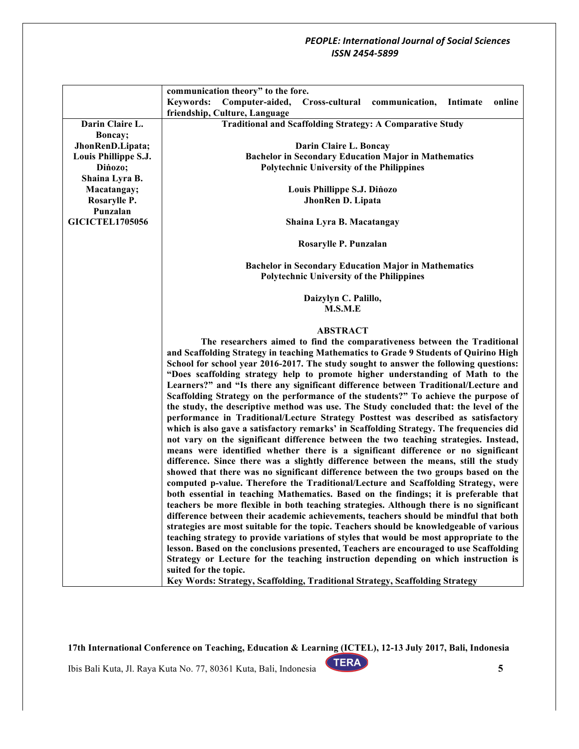| | communication theory" to the fore.<br>**Keywords: Computer-aided, Cross-cultural communication, Intimate online friendship, Culture, Language** |
|---|---|
| **Darin Claire L. Boncay; JhonRenD.Lipata; Louis Phillippe S.J. Diṅozo; Shaina Lyra B. Macatangay; Rosarylle P. Punzalan GICICTEL1705056** | **Traditional and Scaffolding Strategy: A Comparative Study**<br><br>**Darin Claire L. Boncay**<br>**Bachelor in Secondary Education Major in Mathematics**<br>**Polytechnic University of the Philippines**<br><br>**Louis Phillippe S.J. Diṅozo**<br>**JhonRen D. Lipata**<br><br>**Shaina Lyra B. Macatangay**<br><br>**Rosarylle P. Punzalan**<br><br>**Bachelor in Secondary Education Major in Mathematics**<br>**Polytechnic University of the Philippines**<br><br>**Daizylyn C. Palillo,**<br>**M.S.M.E**<br><br>**ABSTRACT**<br>**The researchers aimed to find the comparativeness between the Traditional and Scaffolding Strategy in teaching Mathematics to Grade 9 Students of Quirino High School for school year 2016-2017. The study sought to answer the following questions: "Does scaffolding strategy help to promote higher understanding of Math to the Learners?" and "Is there any significant difference between Traditional/Lecture and Scaffolding Strategy on the performance of the students?" To achieve the purpose of the study, the descriptive method was use. The Study concluded that: the level of the performance in Traditional/Lecture Strategy Posttest was described as satisfactory which is also gave a satisfactory remarks' in Scaffolding Strategy. The frequencies did not vary on the significant difference between the two teaching strategies. Instead, means were identified whether there is a significant difference or no significant difference. Since there was a slightly difference between the means, still the study showed that there was no significant difference between the two groups based on the computed p-value. Therefore the Traditional/Lecture and Scaffolding Strategy, were both essential in teaching Mathematics. Based on the findings; it is preferable that teachers be more flexible in both teaching strategies. Although there is no significant difference between their academic achievements, teachers should be mindful that both strategies are most suitable for the topic. Teachers should be knowledgeable of various teaching strategy to provide variations of styles that would be most appropriate to the lesson. Based on the conclusions presented, Teachers are encouraged to use Scaffolding Strategy or Lecture for the teaching instruction depending on which instruction is suited for the topic.**<br>**Key Words: Strategy, Scaffolding, Traditional Strategy, Scaffolding Strategy** |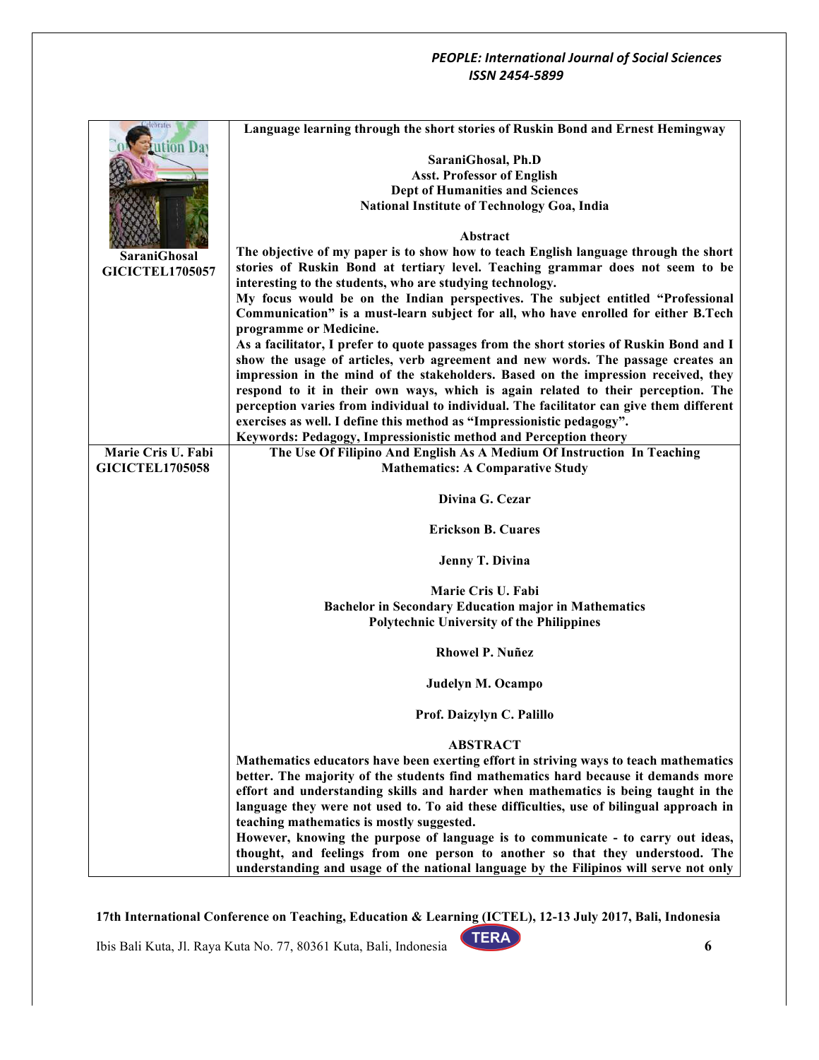| | |
|---|---|
| **SaraniGhosal**<br>**GICICTEL1705057** | **Language learning through the short stories of Ruskin Bond and Ernest Hemingway**<br><br>**SaraniGhosal, Ph.D**<br>**Asst. Professor of English**<br>**Dept of Humanities and Sciences**<br>**National Institute of Technology Goa, India**<br><br>**Abstract**<br>**The objective of my paper is to show how to teach English language through the short stories of Ruskin Bond at tertiary level. Teaching grammar does not seem to be interesting to the students, who are studying technology.**<br>**My focus would be on the Indian perspectives. The subject entitled "Professional Communication" is a must-learn subject for all, who have enrolled for either B.Tech programme or Medicine.**<br>**As a facilitator, I prefer to quote passages from the short stories of Ruskin Bond and I show the usage of articles, verb agreement and new words. The passage creates an impression in the mind of the stakeholders. Based on the impression received, they respond to it in their own ways, which is again related to their perception. The perception varies from individual to individual. The facilitator can give them different exercises as well. I define this method as "Impressionistic pedagogy".**<br>**Keywords: Pedagogy, Impressionistic method and Perception theory** |
| **Marie Cris U. Fabi**<br>**GICICTEL1705058** | **The Use Of Filipino And English As A Medium Of Instruction In Teaching Mathematics: A Comparative Study**<br><br>**Divina G. Cezar**<br><br>**Erickson B. Cuares**<br><br>**Jenny T. Divina**<br><br>**Marie Cris U. Fabi**<br>**Bachelor in Secondary Education major in Mathematics**<br>**Polytechnic University of the Philippines**<br><br>**Rhowel P. Nuñez**<br><br>**Judelyn M. Ocampo**<br><br>**Prof. Daizylyn C. Palillo**<br><br>**ABSTRACT**<br>**Mathematics educators have been exerting effort in striving ways to teach mathematics better. The majority of the students find mathematics hard because it demands more effort and understanding skills and harder when mathematics is being taught in the language they were not used to. To aid these difficulties, use of bilingual approach in teaching mathematics is mostly suggested.**<br>**However, knowing the purpose of language is to communicate - to carry out ideas, thought, and feelings from one person to another so that they understood. The understanding and usage of the national language by the Filipinos will serve not only** |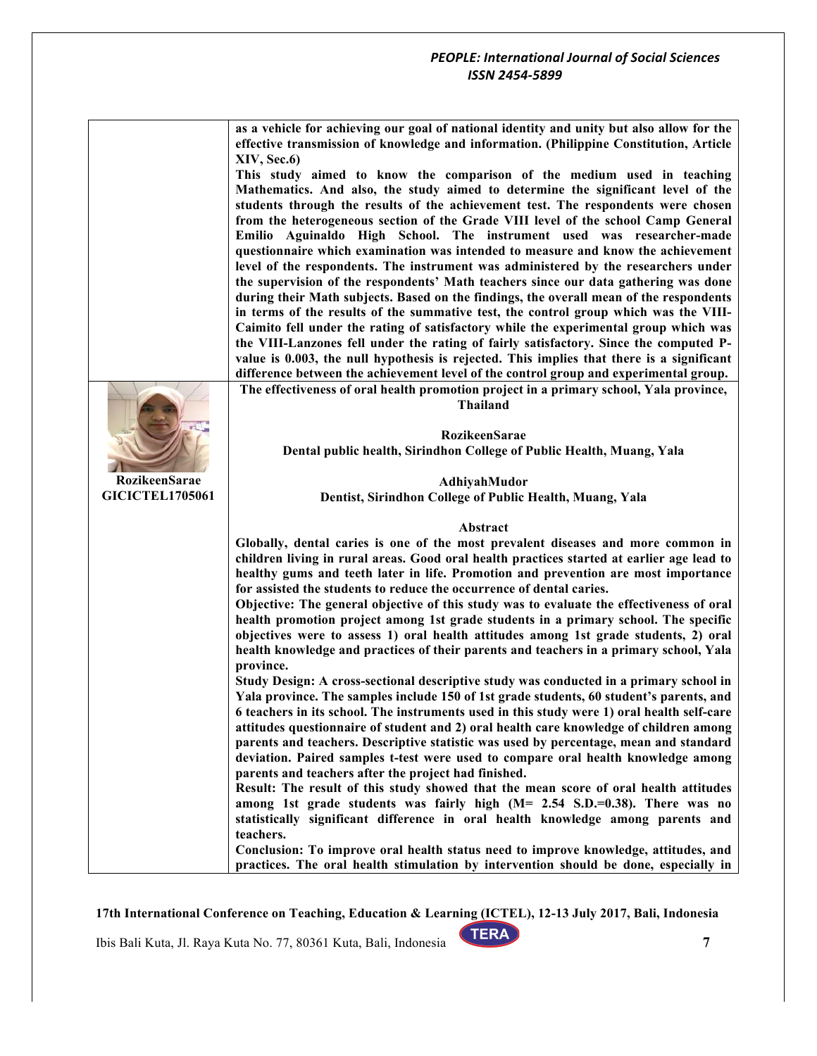as a vehicle for achieving our goal of national identity and unity but also allow for the effective transmission of knowledge and information. (Philippine Constitution, Article XIV, Sec.6)

This study aimed to know the comparison of the medium used in teaching Mathematics. And also, the study aimed to determine the significant level of the students through the results of the achievement test. The respondents were chosen from the heterogeneous section of the Grade VIII level of the school Camp General Emilio Aguinaldo High School. The instrument used was researcher-made questionnaire which examination was intended to measure and know the achievement level of the respondents. The instrument was administered by the researchers under the supervision of the respondents' Math teachers since our data gathering was done during their Math subjects. Based on the findings, the overall mean of the respondents in terms of the results of the summative test, the control group which was the VIII-Caimito fell under the rating of satisfactory while the experimental group which was the VIII-Lanzones fell under the rating of fairly satisfactory. Since the computed P-value is 0.003, the null hypothesis is rejected. This implies that there is a significant difference between the achievement level of the control group and experimental group.

**RozikeenSarae**
**GICICTEL1705061**

## The effectiveness of oral health promotion project in a primary school, Yala province, Thailand

**RozikeenSarae**
**Dental public health, Sirindhon College of Public Health, Muang, Yala**

**AdhiyahMudor**
**Dentist, Sirindhon College of Public Health, Muang, Yala**

### Abstract

Globally, dental caries is one of the most prevalent diseases and more common in children living in rural areas. Good oral health practices started at earlier age lead to healthy gums and teeth later in life. Promotion and prevention are most importance for assisted the students to reduce the occurrence of dental caries.

Objective: The general objective of this study was to evaluate the effectiveness of oral health promotion project among 1st grade students in a primary school. The specific objectives were to assess 1) oral health attitudes among 1st grade students, 2) oral health knowledge and practices of their parents and teachers in a primary school, Yala province.

Study Design: A cross-sectional descriptive study was conducted in a primary school in Yala province. The samples include 150 of 1st grade students, 60 student's parents, and 6 teachers in its school. The instruments used in this study were 1) oral health self-care attitudes questionnaire of student and 2) oral health care knowledge of children among parents and teachers. Descriptive statistic was used by percentage, mean and standard deviation. Paired samples t-test were used to compare oral health knowledge among parents and teachers after the project had finished.

Result: The result of this study showed that the mean score of oral health attitudes among 1st grade students was fairly high (M= 2.54 S.D.=0.38). There was no statistically significant difference in oral health knowledge among parents and teachers.

Conclusion: To improve oral health status need to improve knowledge, attitudes, and practices. The oral health stimulation by intervention should be done, especially in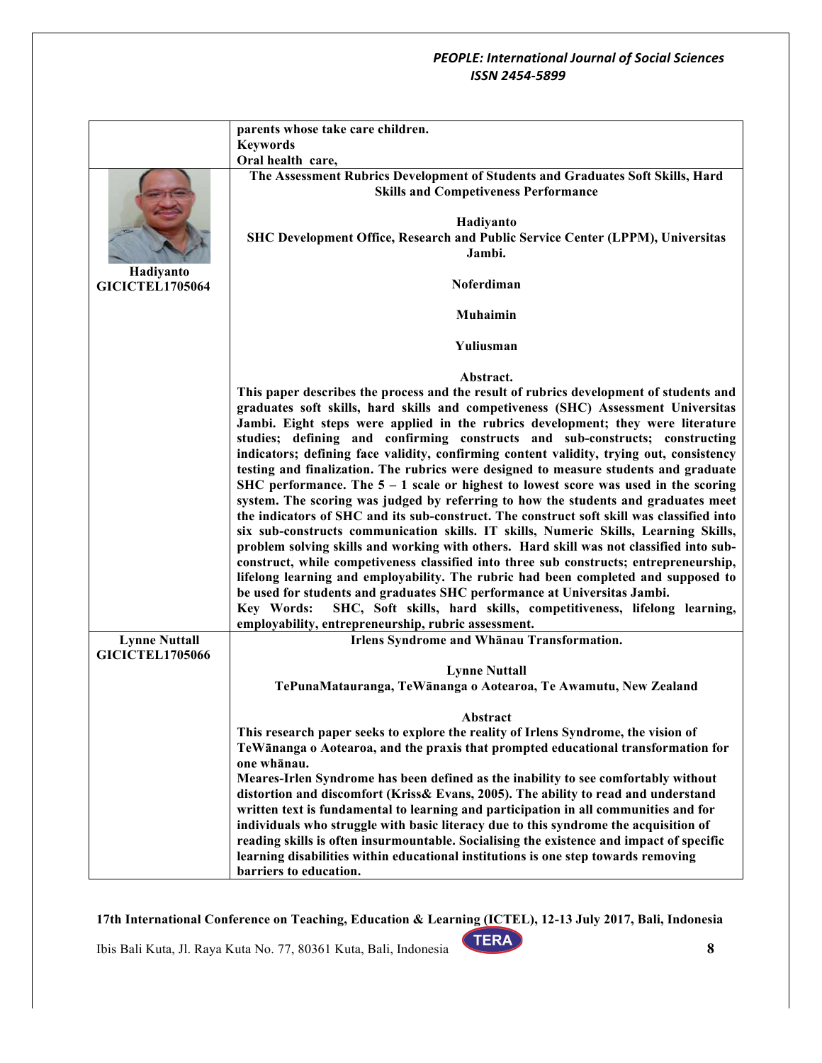parents whose take care children.

**Keywords**

Oral health care,

| | |
|---|---|
| **Hadiyanto**<br>**GICICTEL1705064** | **The Assessment Rubrics Development of Students and Graduates Soft Skills, Hard Skills and Competiveness Performance**<br><br>**Hadiyanto**<br>**SHC Development Office, Research and Public Service Center (LPPM), Universitas Jambi.**<br><br>**Noferdiman**<br><br>**Muhaimin**<br><br>**Yuliusman**<br><br>**Abstract.**<br>**This paper describes the process and the result of rubrics development of students and graduates soft skills, hard skills and competiveness (SHC) Assessment Universitas Jambi. Eight steps were applied in the rubrics development; they were literature studies; defining and confirming constructs and sub-constructs; constructing indicators; defining face validity, confirming content validity, trying out, consistency testing and finalization. The rubrics were designed to measure students and graduate SHC performance. The 5 – 1 scale or highest to lowest score was used in the scoring system. The scoring was judged by referring to how the students and graduates meet the indicators of SHC and its sub-construct. The construct soft skill was classified into six sub-constructs communication skills. IT skills, Numeric Skills, Learning Skills, problem solving skills and working with others. Hard skill was not classified into sub-construct, while competiveness classified into three sub constructs; entrepreneurship, lifelong learning and employability. The rubric had been completed and supposed to be used for students and graduates SHC performance at Universitas Jambi.**<br>**Key Words: SHC, Soft skills, hard skills, competitiveness, lifelong learning, employability, entrepreneurship, rubric assessment.** |
| **Lynne Nuttall**<br>**GICICTEL1705066** | **Irlens Syndrome and Whānau Transformation.**<br><br>**Lynne Nuttall**<br>**TePunaMatauranga, TeWānanga o Aotearoa, Te Awamutu, New Zealand**<br><br>**Abstract**<br>**This research paper seeks to explore the reality of Irlens Syndrome, the vision of TeWānanga o Aotearoa, and the praxis that prompted educational transformation for one whānau.**<br>**Meares-Irlen Syndrome has been defined as the inability to see comfortably without distortion and discomfort (Kriss& Evans, 2005). The ability to read and understand written text is fundamental to learning and participation in all communities and for individuals who struggle with basic literacy due to this syndrome the acquisition of reading skills is often insurmountable. Socialising the existence and impact of specific learning disabilities within educational institutions is one step towards removing barriers to education.** |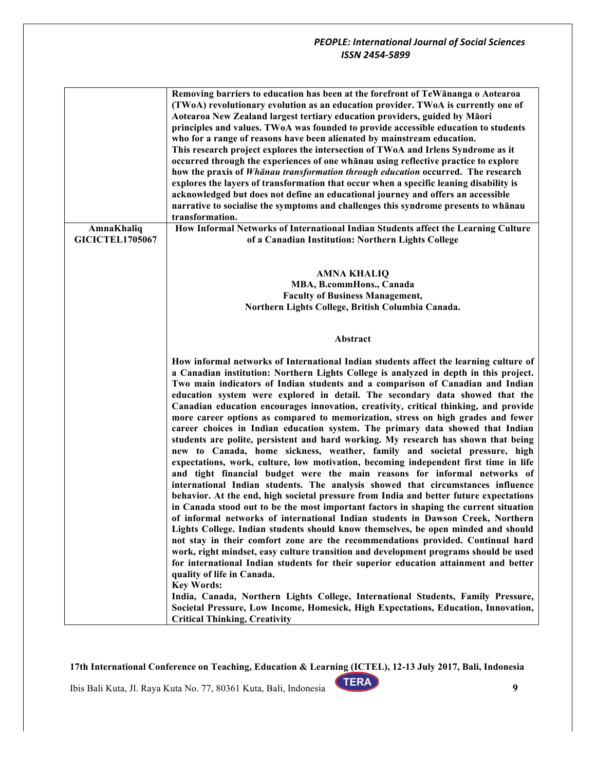| | |
|---|---|
| | **Removing barriers to education has been at the forefront of TeWānanga o Aotearoa (TWoA) revolutionary evolution as an education provider. TWoA is currently one of Aotearoa New Zealand largest tertiary education providers, guided by Māori principles and values. TWoA was founded to provide accessible education to students who for a range of reasons have been alienated by mainstream education. This research project explores the intersection of TWoA and Irlens Syndrome as it occurred through the experiences of one whānau using reflective practice to explore how the praxis of *Whānau transformation through education* occurred. The research explores the layers of transformation that occur when a specific leaning disability is acknowledged but does not define an educational journey and offers an accessible narrative to socialise the symptoms and challenges this syndrome presents to whānau transformation.** |
| **AmnaKhaliq GICICTEL1705067** | **How Informal Networks of International Indian Students affect the Learning Culture of a Canadian Institution: Northern Lights College**<br><br>**AMNA KHALIQ**<br>**MBA, B.commHons., Canada**<br>**Faculty of Business Management,**<br>**Northern Lights College, British Columbia Canada.**<br><br>**Abstract**<br><br>**How informal networks of International Indian students affect the learning culture of a Canadian institution: Northern Lights College is analyzed in depth in this project. Two main indicators of Indian students and a comparison of Canadian and Indian education system were explored in detail. The secondary data showed that the Canadian education encourages innovation, creativity, critical thinking, and provide more career options as compared to memorization, stress on high grades and fewer career choices in Indian education system. The primary data showed that Indian students are polite, persistent and hard working. My research has shown that being new to Canada, home sickness, weather, family and societal pressure, high expectations, work, culture, low motivation, becoming independent first time in life and tight financial budget were the main reasons for informal networks of international Indian students. The analysis showed that circumstances influence behavior. At the end, high societal pressure from India and better future expectations in Canada stood out to be the most important factors in shaping the current situation of informal networks of international Indian students in Dawson Creek, Northern Lights College. Indian students should know themselves, be open minded and should not stay in their comfort zone are the recommendations provided. Continual hard work, right mindset, easy culture transition and development programs should be used for international Indian students for their superior education attainment and better quality of life in Canada.**<br>**Key Words:**<br>**India, Canada, Northern Lights College, International Students, Family Pressure, Societal Pressure, Low Income, Homesick, High Expectations, Education, Innovation, Critical Thinking, Creativity** |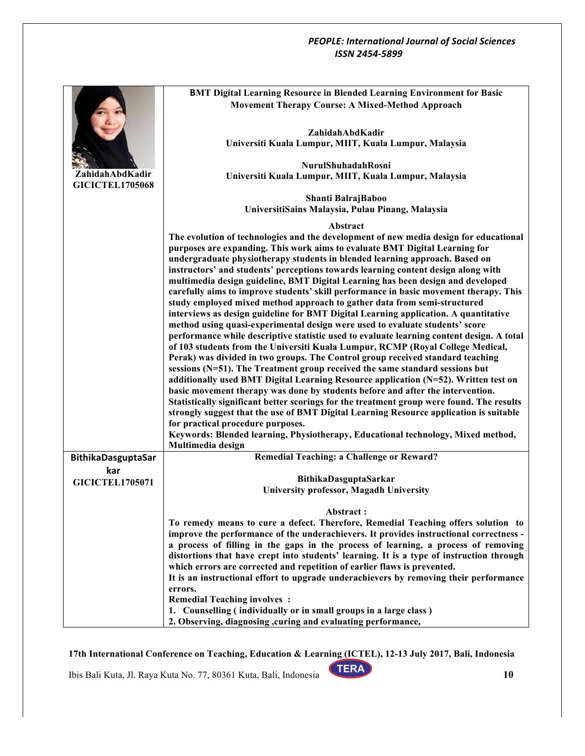**ZahidahAbdKadir**
**GICICTEL1705068**

### BMT Digital Learning Resource in Blended Learning Environment for Basic Movement Therapy Course: A Mixed-Method Approach

**ZahidahAbdKadir**
**Universiti Kuala Lumpur, MIIT, Kuala Lumpur, Malaysia**

**NurulShuhadahRosni**
**Universiti Kuala Lumpur, MIIT, Kuala Lumpur, Malaysia**

**Shanti BalrajBaboo**
**UniversitiSains Malaysia, Pulau Pinang, Malaysia**

**Abstract**

**The evolution of technologies and the development of new media design for educational purposes are expanding. This work aims to evaluate BMT Digital Learning for undergraduate physiotherapy students in blended learning approach. Based on instructors' and students' perceptions towards learning content design along with multimedia design guideline, BMT Digital Learning has been design and developed carefully aims to improve students' skill performance in basic movement therapy. This study employed mixed method approach to gather data from semi-structured interviews as design guideline for BMT Digital Learning application. A quantitative method using quasi-experimental design were used to evaluate students' score performance while descriptive statistic used to evaluate learning content design. A total of 103 students from the Universiti Kuala Lumpur, RCMP (Royal College Medical, Perak) was divided in two groups. The Control group received standard teaching sessions (N=51). The Treatment group received the same standard sessions but additionally used BMT Digital Learning Resource application (N=52). Written test on basic movement therapy was done by students before and after the intervention. Statistically significant better scorings for the treatment group were found. The results strongly suggest that the use of BMT Digital Learning Resource application is suitable for practical procedure purposes.**

**Keywords: Blended learning, Physiotherapy, Educational technology, Mixed method, Multimedia design**

---

**BithikaDasguptaSarkar**
**GICICTEL1705071**

### Remedial Teaching: a Challenge or Reward?

**BithikaDasguptaSarkar**
**University professor, Magadh University**

**Abstract :**

**To remedy means to cure a defect. Therefore, Remedial Teaching offers solution to improve the performance of the underachievers. It provides instructional correctness - a process of filling in the gaps in the process of learning, a process of removing distortions that have crept into students' learning. It is a type of instruction through which errors are corrected and repetition of earlier flaws is prevented.**

**It is an instructional effort to upgrade underachievers by removing their performance errors.**

**Remedial Teaching involves :**

1. **Counselling ( individually or in small groups in a large class )**
2. **Observing, diagnosing ,curing and evaluating performance,**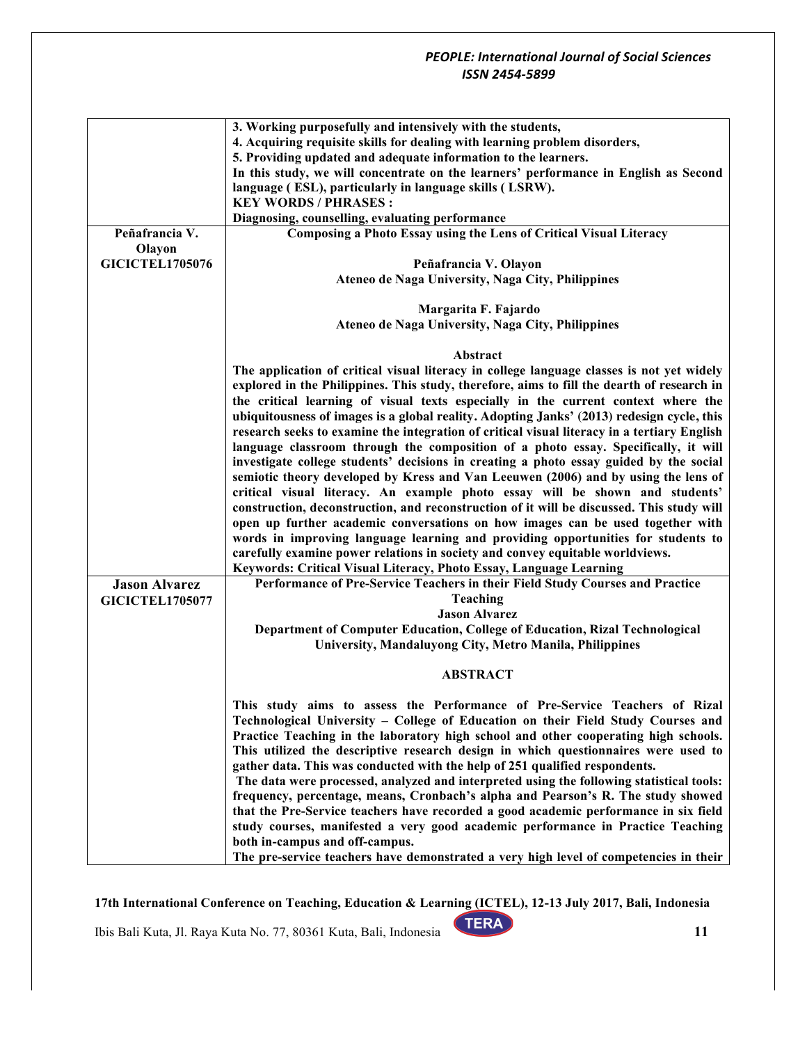| | |
|---|---|
| | **3. Working purposefully and intensively with the students,**<br>**4. Acquiring requisite skills for dealing with learning problem disorders,**<br>**5. Providing updated and adequate information to the learners.**<br>**In this study, we will concentrate on the learners' performance in English as Second language ( ESL), particularly in language skills ( LSRW).**<br>**KEY WORDS / PHRASES :**<br>**Diagnosing, counselling, evaluating performance** |
| **Peñafrancia V. Olayon**<br>**GICICTEL1705076** | **Composing a Photo Essay using the Lens of Critical Visual Literacy**<br><br>**Peñafrancia V. Olayon**<br>**Ateneo de Naga University, Naga City, Philippines**<br><br>**Margarita F. Fajardo**<br>**Ateneo de Naga University, Naga City, Philippines**<br><br>**Abstract**<br>**The application of critical visual literacy in college language classes is not yet widely explored in the Philippines. This study, therefore, aims to fill the dearth of research in the critical learning of visual texts especially in the current context where the ubiquitousness of images is a global reality. Adopting Janks' (2013) redesign cycle, this research seeks to examine the integration of critical visual literacy in a tertiary English language classroom through the composition of a photo essay. Specifically, it will investigate college students' decisions in creating a photo essay guided by the social semiotic theory developed by Kress and Van Leeuwen (2006) and by using the lens of critical visual literacy. An example photo essay will be shown and students' construction, deconstruction, and reconstruction of it will be discussed. This study will open up further academic conversations on how images can be used together with words in improving language learning and providing opportunities for students to carefully examine power relations in society and convey equitable worldviews.**<br>**Keywords: Critical Visual Literacy, Photo Essay, Language Learning** |
| **Jason Alvarez**<br>**GICICTEL1705077** | **Performance of Pre-Service Teachers in their Field Study Courses and Practice Teaching**<br>**Jason Alvarez**<br>**Department of Computer Education, College of Education, Rizal Technological University, Mandaluyong City, Metro Manila, Philippines**<br><br>**ABSTRACT**<br><br>**This study aims to assess the Performance of Pre-Service Teachers of Rizal Technological University – College of Education on their Field Study Courses and Practice Teaching in the laboratory high school and other cooperating high schools. This utilized the descriptive research design in which questionnaires were used to gather data. This was conducted with the help of 251 qualified respondents.**<br>**The data were processed, analyzed and interpreted using the following statistical tools: frequency, percentage, means, Cronbach's alpha and Pearson's R. The study showed that the Pre-Service teachers have recorded a good academic performance in six field study courses, manifested a very good academic performance in Practice Teaching both in-campus and off-campus.**<br>**The pre-service teachers have demonstrated a very high level of competencies in their** |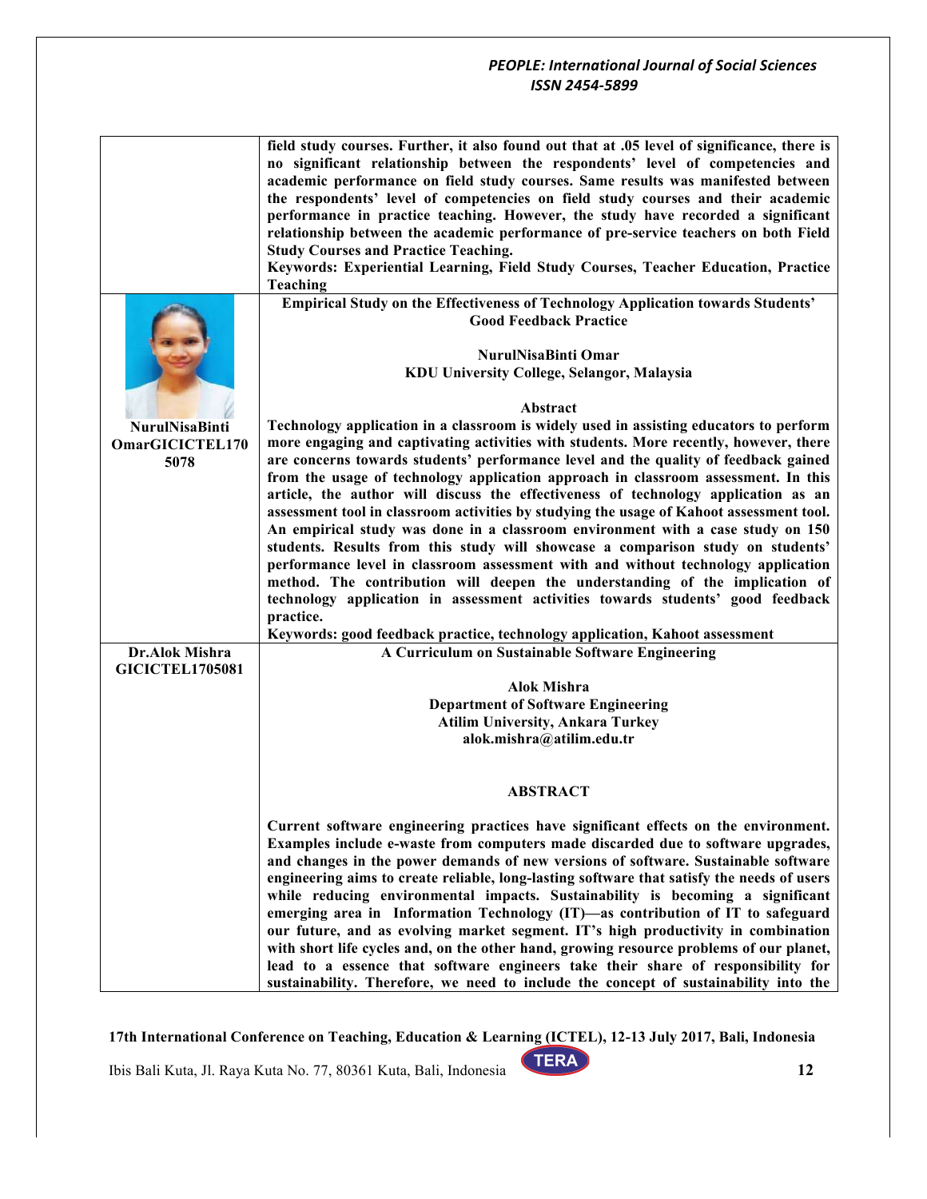| | |
|---|---|
| | **field study courses. Further, it also found out that at .05 level of significance, there is no significant relationship between the respondents' level of competencies and academic performance on field study courses. Same results was manifested between the respondents' level of competencies on field study courses and their academic performance in practice teaching. However, the study have recorded a significant relationship between the academic performance of pre-service teachers on both Field Study Courses and Practice Teaching.**<br>**Keywords: Experiential Learning, Field Study Courses, Teacher Education, Practice Teaching** |
| **NurulNisaBinti OmarGICICTEL1705078** | **Empirical Study on the Effectiveness of Technology Application towards Students' Good Feedback Practice**<br><br>**NurulNisaBinti Omar**<br>**KDU University College, Selangor, Malaysia**<br><br>**Abstract**<br>**Technology application in a classroom is widely used in assisting educators to perform more engaging and captivating activities with students. More recently, however, there are concerns towards students' performance level and the quality of feedback gained from the usage of technology application approach in classroom assessment. In this article, the author will discuss the effectiveness of technology application as an assessment tool in classroom activities by studying the usage of Kahoot assessment tool. An empirical study was done in a classroom environment with a case study on 150 students. Results from this study will showcase a comparison study on students' performance level in classroom assessment with and without technology application method. The contribution will deepen the understanding of the implication of technology application in assessment activities towards students' good feedback practice.**<br>**Keywords: good feedback practice, technology application, Kahoot assessment** |
| **Dr.Alok Mishra GICICTEL1705081** | **A Curriculum on Sustainable Software Engineering**<br><br>**Alok Mishra**<br>**Department of Software Engineering**<br>**Atilim University, Ankara Turkey**<br>**alok.mishra@atilim.edu.tr**<br><br>**ABSTRACT**<br><br>**Current software engineering practices have significant effects on the environment. Examples include e-waste from computers made discarded due to software upgrades, and changes in the power demands of new versions of software. Sustainable software engineering aims to create reliable, long-lasting software that satisfy the needs of users while reducing environmental impacts. Sustainability is becoming a significant emerging area in Information Technology (IT)—as contribution of IT to safeguard our future, and as evolving market segment. IT's high productivity in combination with short life cycles and, on the other hand, growing resource problems of our planet, lead to a essence that software engineers take their share of responsibility for sustainability. Therefore, we need to include the concept of sustainability into the** |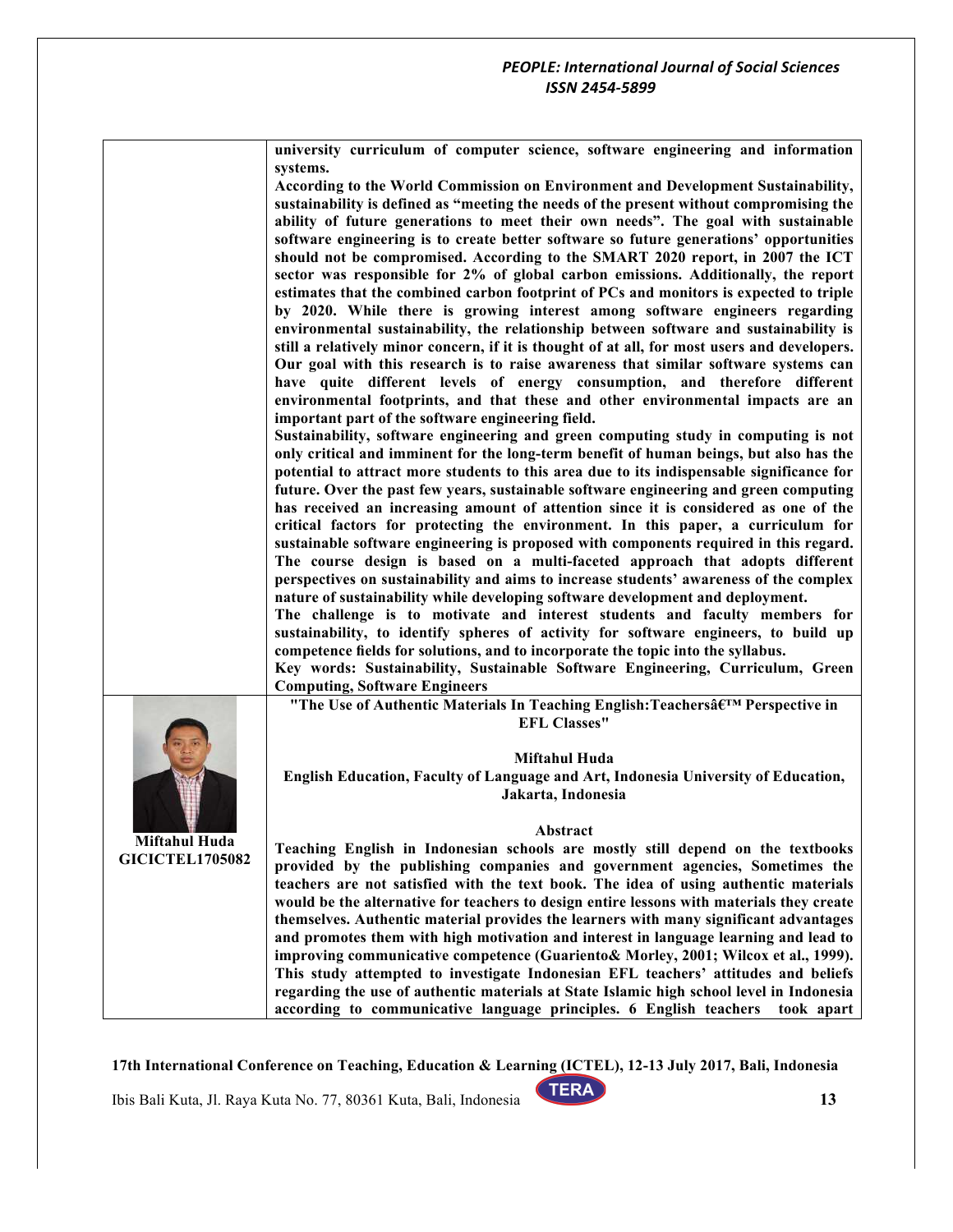**university curriculum of computer science, software engineering and information systems.**

**According to the World Commission on Environment and Development Sustainability, sustainability is defined as "meeting the needs of the present without compromising the ability of future generations to meet their own needs". The goal with sustainable software engineering is to create better software so future generations' opportunities should not be compromised. According to the SMART 2020 report, in 2007 the ICT sector was responsible for 2% of global carbon emissions. Additionally, the report estimates that the combined carbon footprint of PCs and monitors is expected to triple by 2020. While there is growing interest among software engineers regarding environmental sustainability, the relationship between software and sustainability is still a relatively minor concern, if it is thought of at all, for most users and developers. Our goal with this research is to raise awareness that similar software systems can have quite different levels of energy consumption, and therefore different environmental footprints, and that these and other environmental impacts are an important part of the software engineering field.**

**Sustainability, software engineering and green computing study in computing is not only critical and imminent for the long-term benefit of human beings, but also has the potential to attract more students to this area due to its indispensable significance for future. Over the past few years, sustainable software engineering and green computing has received an increasing amount of attention since it is considered as one of the critical factors for protecting the environment. In this paper, a curriculum for sustainable software engineering is proposed with components required in this regard. The course design is based on a multi-faceted approach that adopts different perspectives on sustainability and aims to increase students' awareness of the complex nature of sustainability while developing software development and deployment.**

**The challenge is to motivate and interest students and faculty members for sustainability, to identify spheres of activity for software engineers, to build up competence fields for solutions, and to incorporate the topic into the syllabus.**

**Key words: Sustainability, Sustainable Software Engineering, Curriculum, Green Computing, Software Engineers**

**Miftahul Huda**
**GICICTEL1705082**

## "The Use of Authentic Materials In Teaching English:Teachersâ€™ Perspective in EFL Classes"

**Miftahul Huda**

**English Education, Faculty of Language and Art, Indonesia University of Education, Jakarta, Indonesia**

### Abstract

**Teaching English in Indonesian schools are mostly still depend on the textbooks provided by the publishing companies and government agencies, Sometimes the teachers are not satisfied with the text book. The idea of using authentic materials would be the alternative for teachers to design entire lessons with materials they create themselves. Authentic material provides the learners with many significant advantages and promotes them with high motivation and interest in language learning and lead to improving communicative competence (Guariento& Morley, 2001; Wilcox et al., 1999). This study attempted to investigate Indonesian EFL teachers' attitudes and beliefs regarding the use of authentic materials at State Islamic high school level in Indonesia according to communicative language principles. 6 English teachers took apart**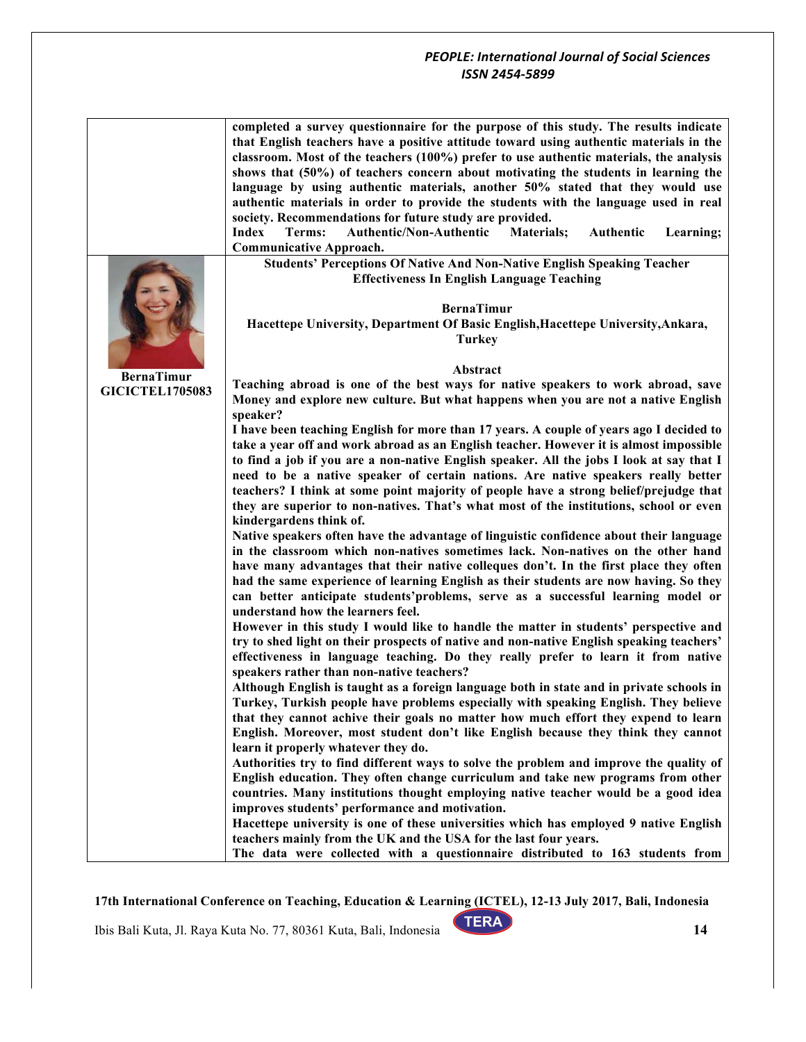completed a survey questionnaire for the purpose of this study. The results indicate that English teachers have a positive attitude toward using authentic materials in the classroom. Most of the teachers (100%) prefer to use authentic materials, the analysis shows that (50%) of teachers concern about motivating the students in learning the language by using authentic materials, another 50% stated that they would use authentic materials in order to provide the students with the language used in real society. Recommendations for future study are provided.

**Index Terms:** Authentic/Non-Authentic Materials; Authentic Learning; Communicative Approach.

**BernaTimur**
**GICICTEL1705083**

## Students' Perceptions Of Native And Non-Native English Speaking Teacher Effectiveness In English Language Teaching

**BernaTimur**

**Hacettepe University, Department Of Basic English,Hacettepe University,Ankara, Turkey**

### Abstract

Teaching abroad is one of the best ways for native speakers to work abroad, save Money and explore new culture. But what happens when you are not a native English speaker?

I have been teaching English for more than 17 years. A couple of years ago I decided to take a year off and work abroad as an English teacher. However it is almost impossible to find a job if you are a non-native English speaker. All the jobs I look at say that I need to be a native speaker of certain nations. Are native speakers really better teachers? I think at some point majority of people have a strong belief/prejudge that they are superior to non-natives. That's what most of the institutions, school or even kindergardens think of.

Native speakers often have the advantage of linguistic confidence about their language in the classroom which non-natives sometimes lack. Non-natives on the other hand have many advantages that their native colleques don't. In the first place they often had the same experience of learning English as their students are now having. So they can better anticipate students'problems, serve as a successful learning model or understand how the learners feel.

However in this study I would like to handle the matter in students' perspective and try to shed light on their prospects of native and non-native English speaking teachers' effectiveness in language teaching. Do they really prefer to learn it from native speakers rather than non-native teachers?

Although English is taught as a foreign language both in state and in private schools in Turkey, Turkish people have problems especially with speaking English. They believe that they cannot achive their goals no matter how much effort they expend to learn English. Moreover, most student don't like English because they think they cannot learn it properly whatever they do.

Authorities try to find different ways to solve the problem and improve the quality of English education. They often change curriculum and take new programs from other countries. Many institutions thought employing native teacher would be a good idea improves students' performance and motivation.

Hacettepe university is one of these universities which has employed 9 native English teachers mainly from the UK and the USA for the last four years.

The data were collected with a questionnaire distributed to 163 students from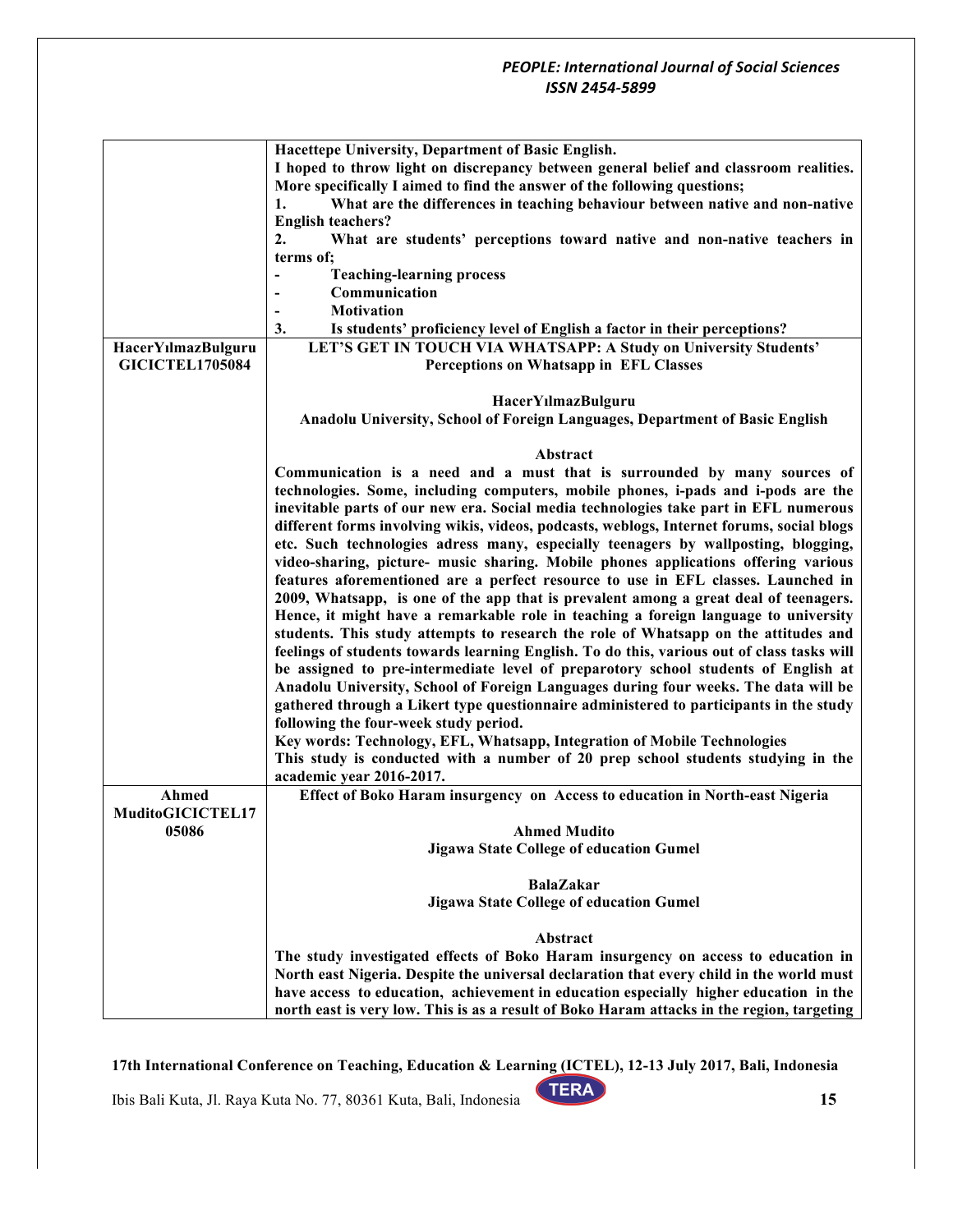| | |
|---|---|
| | **Hacettepe University, Department of Basic English.**<br>**I hoped to throw light on discrepancy between general belief and classroom realities. More specifically I aimed to find the answer of the following questions;**<br>**1. What are the differences in teaching behaviour between native and non-native English teachers?**<br>**2. What are students' perceptions toward native and non-native teachers in terms of;**<br>**- Teaching-learning process**<br>**- Communication**<br>**- Motivation**<br>**3. Is students' proficiency level of English a factor in their perceptions?** |
| **HacerYılmazBulguru GICICTEL1705084** | **LET'S GET IN TOUCH VIA WHATSAPP: A Study on University Students' Perceptions on Whatsapp in EFL Classes**<br><br>**HacerYılmazBulguru**<br>**Anadolu University, School of Foreign Languages, Department of Basic English**<br><br>**Abstract**<br>**Communication is a need and a must that is surrounded by many sources of technologies. Some, including computers, mobile phones, i-pads and i-pods are the inevitable parts of our new era. Social media technologies take part in EFL numerous different forms involving wikis, videos, podcasts, weblogs, Internet forums, social blogs etc. Such technologies adress many, especially teenagers by wallposting, blogging, video-sharing, picture- music sharing. Mobile phones applications offering various features aforementioned are a perfect resource to use in EFL classes. Launched in 2009, Whatsapp, is one of the app that is prevalent among a great deal of teenagers. Hence, it might have a remarkable role in teaching a foreign language to university students. This study attempts to research the role of Whatsapp on the attitudes and feelings of students towards learning English. To do this, various out of class tasks will be assigned to pre-intermediate level of preparotory school students of English at Anadolu University, School of Foreign Languages during four weeks. The data will be gathered through a Likert type questionnaire administered to participants in the study following the four-week study period.**<br>**Key words: Technology, EFL, Whatsapp, Integration of Mobile Technologies**<br>**This study is conducted with a number of 20 prep school students studying in the academic year 2016-2017.** |
| **Ahmed MuditoGICICTEL1705086** | **Effect of Boko Haram insurgency on Access to education in North-east Nigeria**<br><br>**Ahmed Mudito**<br>**Jigawa State College of education Gumel**<br><br>**BalaZakar**<br>**Jigawa State College of education Gumel**<br><br>**Abstract**<br>**The study investigated effects of Boko Haram insurgency on access to education in North east Nigeria. Despite the universal declaration that every child in the world must have access to education, achievement in education especially higher education in the north east is very low. This is as a result of Boko Haram attacks in the region, targeting** |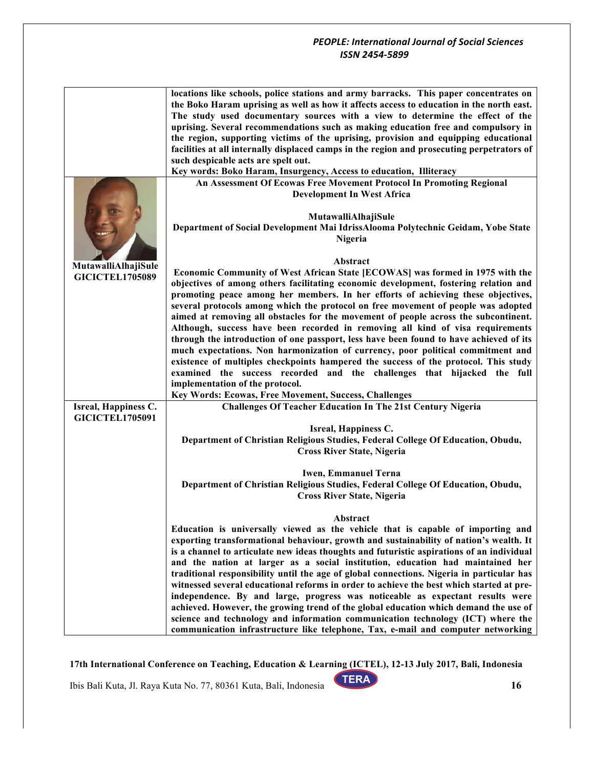locations like schools, police stations and army barracks. This paper concentrates on the Boko Haram uprising as well as how it affects access to education in the north east. The study used documentary sources with a view to determine the effect of the uprising. Several recommendations such as making education free and compulsory in the region, supporting victims of the uprising, provision and equipping educational facilities at all internally displaced camps in the region and prosecuting perpetrators of such despicable acts are spelt out.

**Key words: Boko Haram, Insurgency, Access to education, Illiteracy**

---

**MutawalliAlhajiSule**
**GICICTEL1705089**

## An Assessment Of Ecowas Free Movement Protocol In Promoting Regional Development In West Africa

**MutawalliAlhajiSule**
**Department of Social Development Mai IdrissAlooma Polytechnic Geidam, Yobe State Nigeria**

### Abstract

Economic Community of West African State [ECOWAS] was formed in 1975 with the objectives of among others facilitating economic development, fostering relation and promoting peace among her members. In her efforts of achieving these objectives, several protocols among which the protocol on free movement of people was adopted aimed at removing all obstacles for the movement of people across the subcontinent. Although, success have been recorded in removing all kind of visa requirements through the introduction of one passport, less have been found to have achieved of its much expectations. Non harmonization of currency, poor political commitment and existence of multiples checkpoints hampered the success of the protocol. This study examined the success recorded and the challenges that hijacked the full implementation of the protocol.

**Key Words: Ecowas, Free Movement, Success, Challenges**

---

**Isreal, Happiness C.**
**GICICTEL1705091**

## Challenges Of Teacher Education In The 21st Century Nigeria

**Isreal, Happiness C.**
**Department of Christian Religious Studies, Federal College Of Education, Obudu, Cross River State, Nigeria**

**Iwen, Emmanuel Terna**
**Department of Christian Religious Studies, Federal College Of Education, Obudu, Cross River State, Nigeria**

### Abstract

Education is universally viewed as the vehicle that is capable of importing and exporting transformational behaviour, growth and sustainability of nation's wealth. It is a channel to articulate new ideas thoughts and futuristic aspirations of an individual and the nation at larger as a social institution, education had maintained her traditional responsibility until the age of global connections. Nigeria in particular has witnessed several educational reforms in order to achieve the best which started at pre-independence. By and large, progress was noticeable as expectant results were achieved. However, the growing trend of the global education which demand the use of science and technology and information communication technology (ICT) where the communication infrastructure like telephone, Tax, e-mail and computer networking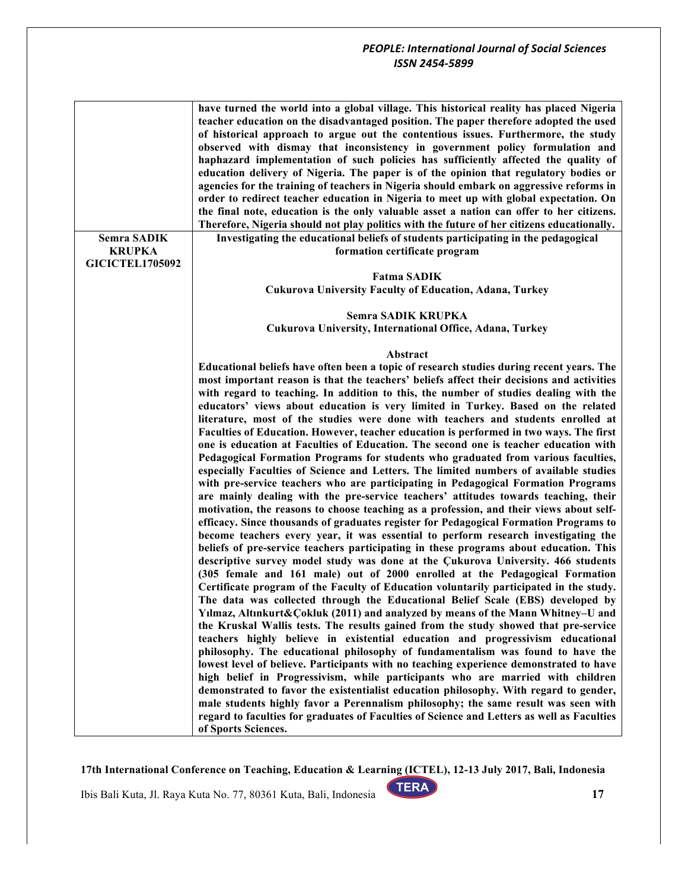| | |
|---|---|
| | have turned the world into a global village. This historical reality has placed Nigeria teacher education on the disadvantaged position. The paper therefore adopted the used of historical approach to argue out the contentious issues. Furthermore, the study observed with dismay that inconsistency in government policy formulation and haphazard implementation of such policies has sufficiently affected the quality of education delivery of Nigeria. The paper is of the opinion that regulatory bodies or agencies for the training of teachers in Nigeria should embark on aggressive reforms in order to redirect teacher education in Nigeria to meet up with global expectation. On the final note, education is the only valuable asset a nation can offer to her citizens. Therefore, Nigeria should not play politics with the future of her citizens educationally. |
| **Semra SADIK KRUPKA GICICTEL1705092** | **Investigating the educational beliefs of students participating in the pedagogical formation certificate program**<br><br>**Fatma SADIK**<br>**Cukurova University Faculty of Education, Adana, Turkey**<br><br>**Semra SADIK KRUPKA**<br>**Cukurova University, International Office, Adana, Turkey**<br><br>**Abstract**<br>Educational beliefs have often been a topic of research studies during recent years. The most important reason is that the teachers' beliefs affect their decisions and activities with regard to teaching. In addition to this, the number of studies dealing with the educators' views about education is very limited in Turkey. Based on the related literature, most of the studies were done with teachers and students enrolled at Faculties of Education. However, teacher education is performed in two ways. The first one is education at Faculties of Education. The second one is teacher education with Pedagogical Formation Programs for students who graduated from various faculties, especially Faculties of Science and Letters. The limited numbers of available studies with pre-service teachers who are participating in Pedagogical Formation Programs are mainly dealing with the pre-service teachers' attitudes towards teaching, their motivation, the reasons to choose teaching as a profession, and their views about self-efficacy. Since thousands of graduates register for Pedagogical Formation Programs to become teachers every year, it was essential to perform research investigating the beliefs of pre-service teachers participating in these programs about education. This descriptive survey model study was done at the Çukurova University. 466 students (305 female and 161 male) out of 2000 enrolled at the Pedagogical Formation Certificate program of the Faculty of Education voluntarily participated in the study. The data was collected through the Educational Belief Scale (EBS) developed by Yılmaz, Altınkurt&Çokluk (2011) and analyzed by means of the Mann Whitney–U and the Kruskal Wallis tests. The results gained from the study showed that pre-service teachers highly believe in existential education and progressivism educational philosophy. The educational philosophy of fundamentalism was found to have the lowest level of believe. Participants with no teaching experience demonstrated to have high belief in Progressivism, while participants who are married with children demonstrated to favor the existentialist education philosophy. With regard to gender, male students highly favor a Perennalism philosophy; the same result was seen with regard to faculties for graduates of Faculties of Science and Letters as well as Faculties of Sports Sciences. |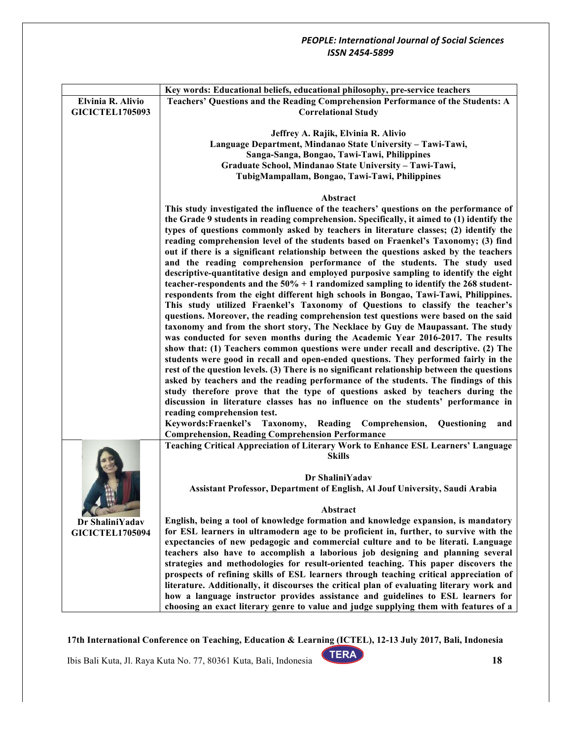Key words: Educational beliefs, educational philosophy, pre-service teachers

**Elvinia R. Alivio**
**GICICTEL1705093**

**Teachers' Questions and the Reading Comprehension Performance of the Students: A Correlational Study**

**Jeffrey A. Rajik, Elvinia R. Alivio**
**Language Department, Mindanao State University – Tawi-Tawi, Sanga-Sanga, Bongao, Tawi-Tawi, Philippines**
**Graduate School, Mindanao State University – Tawi-Tawi, TubigMampallam, Bongao, Tawi-Tawi, Philippines**

**Abstract**

This study investigated the influence of the teachers' questions on the performance of the Grade 9 students in reading comprehension. Specifically, it aimed to (1) identify the types of questions commonly asked by teachers in literature classes; (2) identify the reading comprehension level of the students based on Fraenkel's Taxonomy; (3) find out if there is a significant relationship between the questions asked by the teachers and the reading comprehension performance of the students. The study used descriptive-quantitative design and employed purposive sampling to identify the eight teacher-respondents and the 50% + 1 randomized sampling to identify the 268 student-respondents from the eight different high schools in Bongao, Tawi-Tawi, Philippines. This study utilized Fraenkel's Taxonomy of Questions to classify the teacher's questions. Moreover, the reading comprehension test questions were based on the said taxonomy and from the short story, The Necklace by Guy de Maupassant. The study was conducted for seven months during the Academic Year 2016-2017. The results show that: (1) Teachers common questions were under recall and descriptive. (2) The students were good in recall and open-ended questions. They performed fairly in the rest of the question levels. (3) There is no significant relationship between the questions asked by teachers and the reading performance of the students. The findings of this study therefore prove that the type of questions asked by teachers during the discussion in literature classes has no influence on the students' performance in reading comprehension test.

**Keywords:** Fraenkel's Taxonomy, Reading Comprehension, Questioning and Comprehension, Reading Comprehension Performance

**Dr ShaliniYadav**
**GICICTEL1705094**

**Teaching Critical Appreciation of Literary Work to Enhance ESL Learners' Language Skills**

**Dr ShaliniYadav**
**Assistant Professor, Department of English, Al Jouf University, Saudi Arabia**

**Abstract**

English, being a tool of knowledge formation and knowledge expansion, is mandatory for ESL learners in ultramodern age to be proficient in, further, to survive with the expectancies of new pedagogic and commercial culture and to be literati. Language teachers also have to accomplish a laborious job designing and planning several strategies and methodologies for result-oriented teaching. This paper discovers the prospects of refining skills of ESL learners through teaching critical appreciation of literature. Additionally, it discourses the critical plan of evaluating literary work and how a language instructor provides assistance and guidelines to ESL learners for choosing an exact literary genre to value and judge supplying them with features of a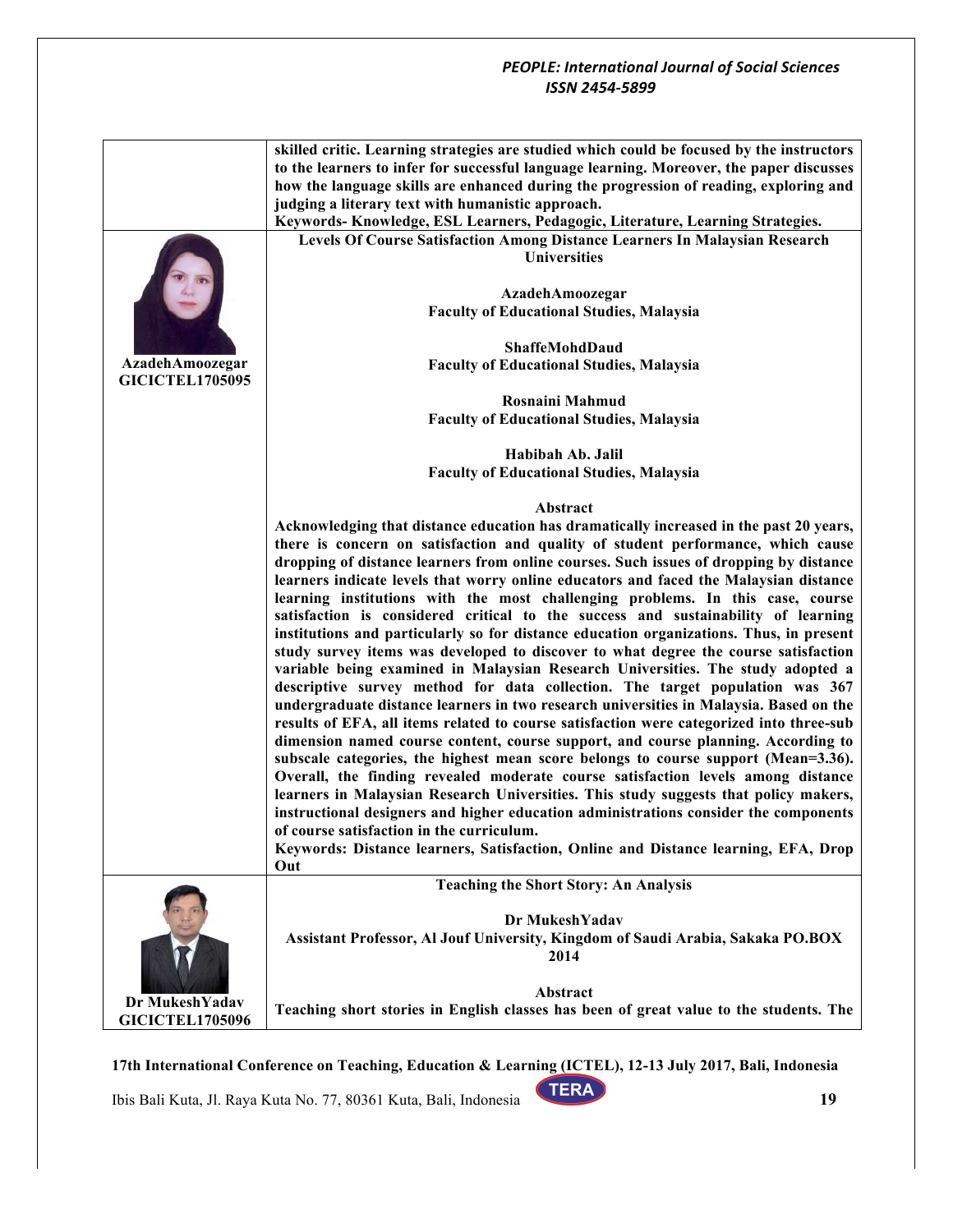skilled critic. Learning strategies are studied which could be focused by the instructors to the learners to infer for successful language learning. Moreover, the paper discusses how the language skills are enhanced during the progression of reading, exploring and judging a literary text with humanistic approach.

**Keywords- Knowledge, ESL Learners, Pedagogic, Literature, Learning Strategies.**

---

**AzadehAmoozegar**
**GICICTEL1705095**

### Levels Of Course Satisfaction Among Distance Learners In Malaysian Research Universities

**AzadehAmoozegar**
**Faculty of Educational Studies, Malaysia**

**ShaffeMohdDaud**
**Faculty of Educational Studies, Malaysia**

**Rosnaini Mahmud**
**Faculty of Educational Studies, Malaysia**

**Habibah Ab. Jalil**
**Faculty of Educational Studies, Malaysia**

**Abstract**

Acknowledging that distance education has dramatically increased in the past 20 years, there is concern on satisfaction and quality of student performance, which cause dropping of distance learners from online courses. Such issues of dropping by distance learners indicate levels that worry online educators and faced the Malaysian distance learning institutions with the most challenging problems. In this case, course satisfaction is considered critical to the success and sustainability of learning institutions and particularly so for distance education organizations. Thus, in present study survey items was developed to discover to what degree the course satisfaction variable being examined in Malaysian Research Universities. The study adopted a descriptive survey method for data collection. The target population was 367 undergraduate distance learners in two research universities in Malaysia. Based on the results of EFA, all items related to course satisfaction were categorized into three-sub dimension named course content, course support, and course planning. According to subscale categories, the highest mean score belongs to course support (Mean=3.36). Overall, the finding revealed moderate course satisfaction levels among distance learners in Malaysian Research Universities. This study suggests that policy makers, instructional designers and higher education administrations consider the components of course satisfaction in the curriculum.

**Keywords: Distance learners, Satisfaction, Online and Distance learning, EFA, Drop Out**

---

**Dr MukeshYadav**
**GICICTEL1705096**

### Teaching the Short Story: An Analysis

**Dr MukeshYadav**
**Assistant Professor, Al Jouf University, Kingdom of Saudi Arabia, Sakaka PO.BOX 2014**

**Abstract**

Teaching short stories in English classes has been of great value to the students. The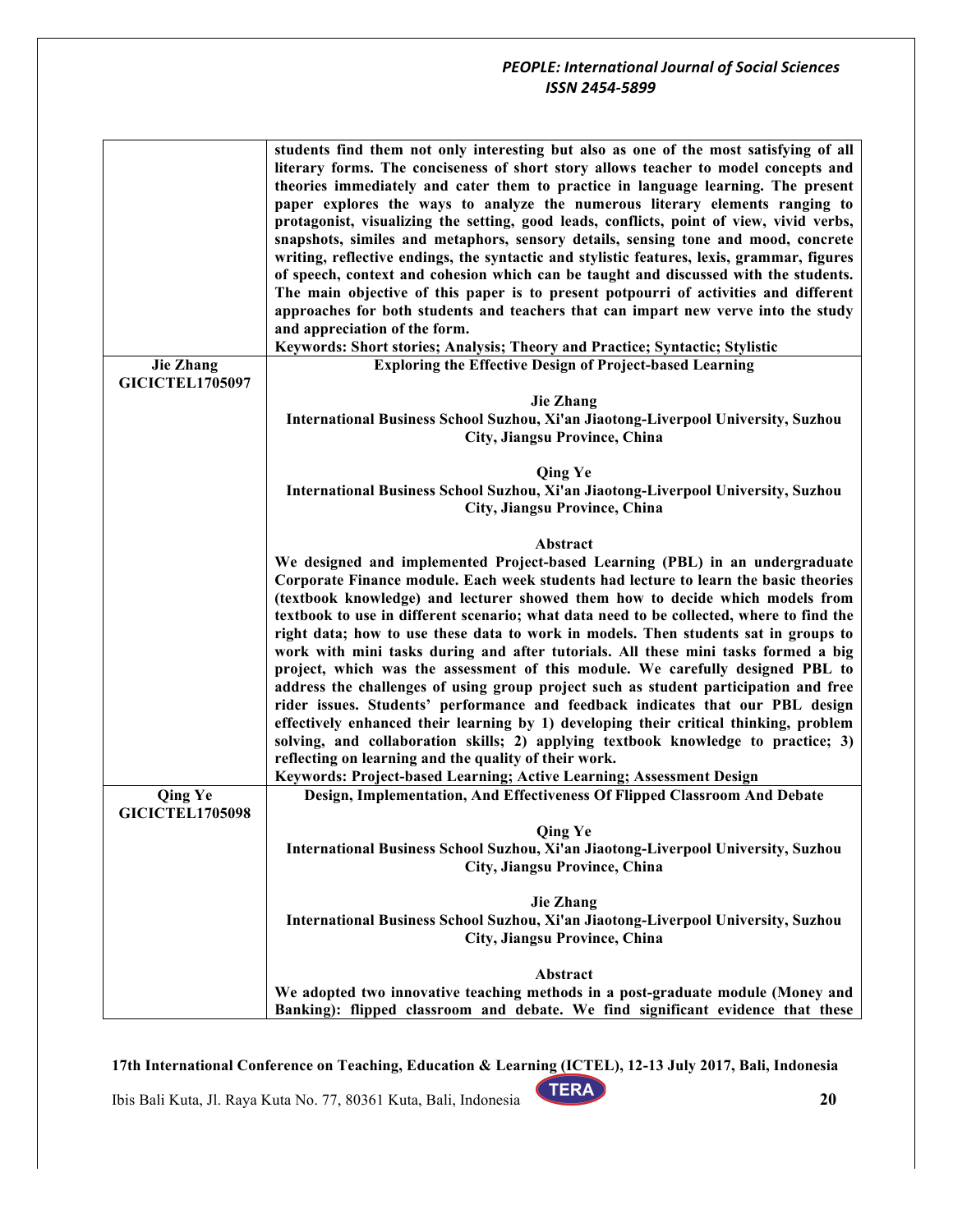| | |
|---|---|
| | **students find them not only interesting but also as one of the most satisfying of all literary forms. The conciseness of short story allows teacher to model concepts and theories immediately and cater them to practice in language learning. The present paper explores the ways to analyze the numerous literary elements ranging to protagonist, visualizing the setting, good leads, conflicts, point of view, vivid verbs, snapshots, similes and metaphors, sensory details, sensing tone and mood, concrete writing, reflective endings, the syntactic and stylistic features, lexis, grammar, figures of speech, context and cohesion which can be taught and discussed with the students. The main objective of this paper is to present potpourri of activities and different approaches for both students and teachers that can impart new verve into the study and appreciation of the form.**<br>**Keywords: Short stories; Analysis; Theory and Practice; Syntactic; Stylistic** |
| **Jie Zhang**<br>**GICICTEL1705097** | **Exploring the Effective Design of Project-based Learning**<br><br>**Jie Zhang**<br>**International Business School Suzhou, Xi'an Jiaotong-Liverpool University, Suzhou City, Jiangsu Province, China**<br><br>**Qing Ye**<br>**International Business School Suzhou, Xi'an Jiaotong-Liverpool University, Suzhou City, Jiangsu Province, China**<br><br>**Abstract**<br>**We designed and implemented Project-based Learning (PBL) in an undergraduate Corporate Finance module. Each week students had lecture to learn the basic theories (textbook knowledge) and lecturer showed them how to decide which models from textbook to use in different scenario; what data need to be collected, where to find the right data; how to use these data to work in models. Then students sat in groups to work with mini tasks during and after tutorials. All these mini tasks formed a big project, which was the assessment of this module. We carefully designed PBL to address the challenges of using group project such as student participation and free rider issues. Students' performance and feedback indicates that our PBL design effectively enhanced their learning by 1) developing their critical thinking, problem solving, and collaboration skills; 2) applying textbook knowledge to practice; 3) reflecting on learning and the quality of their work.**<br>**Keywords: Project-based Learning; Active Learning; Assessment Design** |
| **Qing Ye**<br>**GICICTEL1705098** | **Design, Implementation, And Effectiveness Of Flipped Classroom And Debate**<br><br>**Qing Ye**<br>**International Business School Suzhou, Xi'an Jiaotong-Liverpool University, Suzhou City, Jiangsu Province, China**<br><br>**Jie Zhang**<br>**International Business School Suzhou, Xi'an Jiaotong-Liverpool University, Suzhou City, Jiangsu Province, China**<br><br>**Abstract**<br>**We adopted two innovative teaching methods in a post-graduate module (Money and Banking): flipped classroom and debate. We find significant evidence that these** |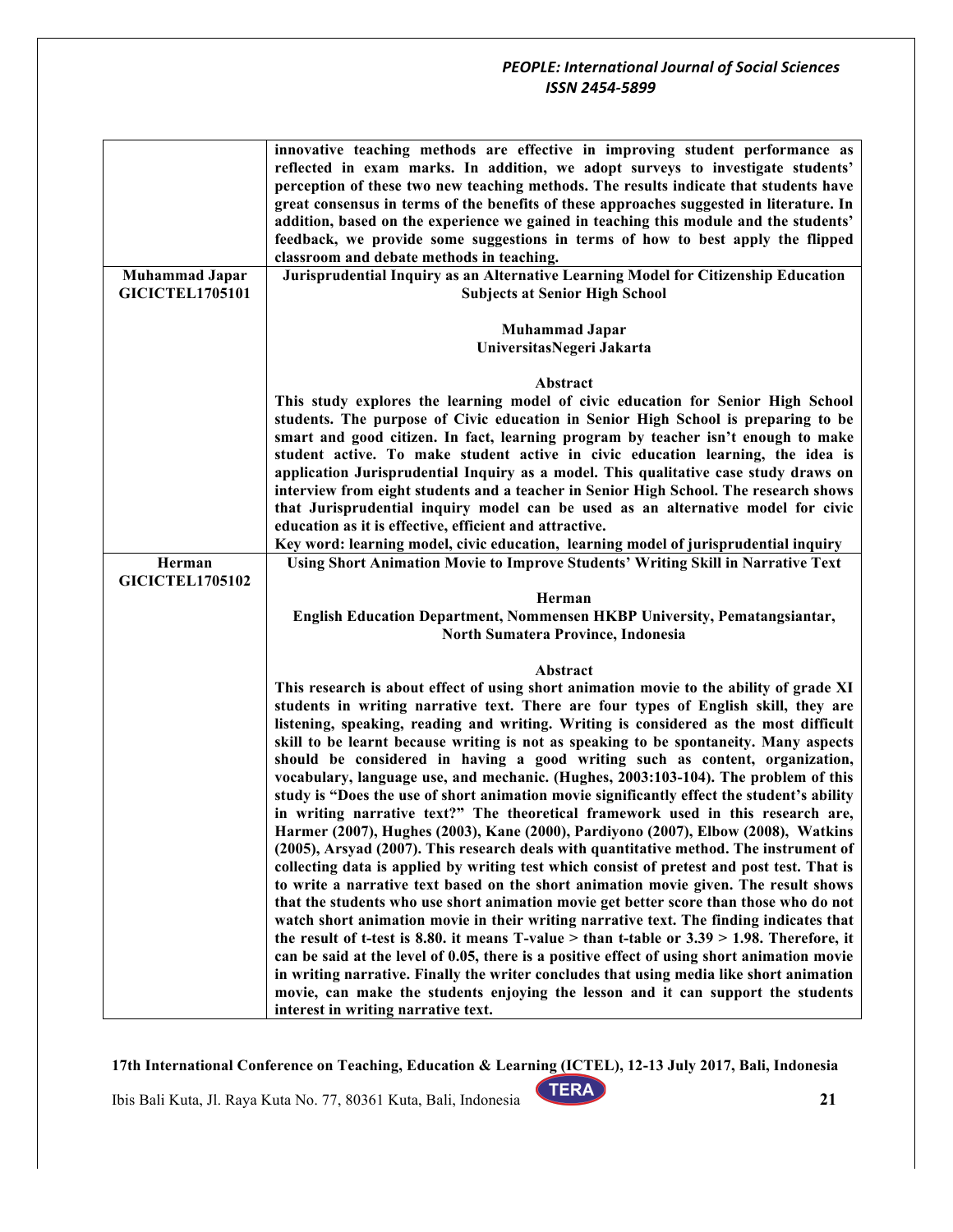| | |
|---|---|
| | **innovative teaching methods are effective in improving student performance as reflected in exam marks. In addition, we adopt surveys to investigate students' perception of these two new teaching methods. The results indicate that students have great consensus in terms of the benefits of these approaches suggested in literature. In addition, based on the experience we gained in teaching this module and the students' feedback, we provide some suggestions in terms of how to best apply the flipped classroom and debate methods in teaching.** |
| **Muhammad Japar GICICTEL1705101** | **Jurisprudential Inquiry as an Alternative Learning Model for Citizenship Education Subjects at Senior High School**<br><br>**Muhammad Japar**<br>**UniversitasNegeri Jakarta**<br><br>**Abstract**<br>**This study explores the learning model of civic education for Senior High School students. The purpose of Civic education in Senior High School is preparing to be smart and good citizen. In fact, learning program by teacher isn't enough to make student active. To make student active in civic education learning, the idea is application Jurisprudential Inquiry as a model. This qualitative case study draws on interview from eight students and a teacher in Senior High School. The research shows that Jurisprudential inquiry model can be used as an alternative model for civic education as it is effective, efficient and attractive.**<br>**Key word: learning model, civic education, learning model of jurisprudential inquiry** |
| **Herman GICICTEL1705102** | **Using Short Animation Movie to Improve Students' Writing Skill in Narrative Text**<br><br>**Herman**<br>**English Education Department, Nommensen HKBP University, Pematangsiantar, North Sumatera Province, Indonesia**<br><br>**Abstract**<br>**This research is about effect of using short animation movie to the ability of grade XI students in writing narrative text. There are four types of English skill, they are listening, speaking, reading and writing. Writing is considered as the most difficult skill to be learnt because writing is not as speaking to be spontaneity. Many aspects should be considered in having a good writing such as content, organization, vocabulary, language use, and mechanic. (Hughes, 2003:103-104). The problem of this study is "Does the use of short animation movie significantly effect the student's ability in writing narrative text?" The theoretical framework used in this research are, Harmer (2007), Hughes (2003), Kane (2000), Pardiyono (2007), Elbow (2008), Watkins (2005), Arsyad (2007). This research deals with quantitative method. The instrument of collecting data is applied by writing test which consist of pretest and post test. That is to write a narrative text based on the short animation movie given. The result shows that the students who use short animation movie get better score than those who do not watch short animation movie in their writing narrative text. The finding indicates that the result of t-test is 8.80. it means T-value > than t-table or 3.39 > 1.98. Therefore, it can be said at the level of 0.05, there is a positive effect of using short animation movie in writing narrative. Finally the writer concludes that using media like short animation movie, can make the students enjoying the lesson and it can support the students interest in writing narrative text.** |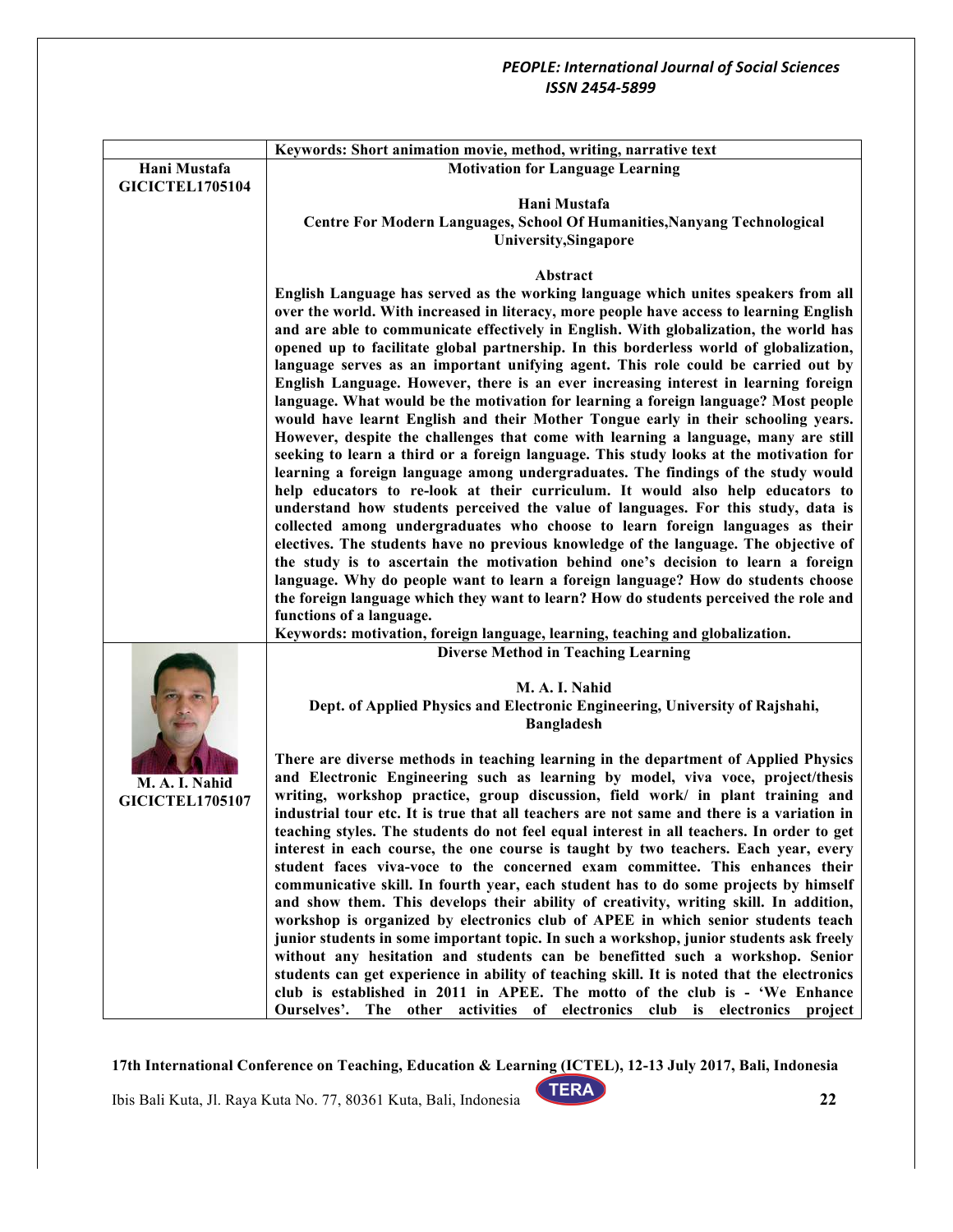Keywords: Short animation movie, method, writing, narrative text

**Hani Mustafa**
**GICICTEL1705104**

## Motivation for Language Learning

**Hani Mustafa**
**Centre For Modern Languages, School Of Humanities,Nanyang Technological University,Singapore**

### Abstract

English Language has served as the working language which unites speakers from all over the world. With increased in literacy, more people have access to learning English and are able to communicate effectively in English. With globalization, the world has opened up to facilitate global partnership. In this borderless world of globalization, language serves as an important unifying agent. This role could be carried out by English Language. However, there is an ever increasing interest in learning foreign language. What would be the motivation for learning a foreign language? Most people would have learnt English and their Mother Tongue early in their schooling years. However, despite the challenges that come with learning a language, many are still seeking to learn a third or a foreign language. This study looks at the motivation for learning a foreign language among undergraduates. The findings of the study would help educators to re-look at their curriculum. It would also help educators to understand how students perceived the value of languages. For this study, data is collected among undergraduates who choose to learn foreign languages as their electives. The students have no previous knowledge of the language. The objective of the study is to ascertain the motivation behind one's decision to learn a foreign language. Why do people want to learn a foreign language? How do students choose the foreign language which they want to learn? How do students perceived the role and functions of a language.

Keywords: motivation, foreign language, learning, teaching and globalization.

**M. A. I. Nahid**
**GICICTEL1705107**

## Diverse Method in Teaching Learning

**M. A. I. Nahid**
**Dept. of Applied Physics and Electronic Engineering, University of Rajshahi, Bangladesh**

There are diverse methods in teaching learning in the department of Applied Physics and Electronic Engineering such as learning by model, viva voce, project/thesis writing, workshop practice, group discussion, field work/ in plant training and industrial tour etc. It is true that all teachers are not same and there is a variation in teaching styles. The students do not feel equal interest in all teachers. In order to get interest in each course, the one course is taught by two teachers. Each year, every student faces viva-voce to the concerned exam committee. This enhances their communicative skill. In fourth year, each student has to do some projects by himself and show them. This develops their ability of creativity, writing skill. In addition, workshop is organized by electronics club of APEE in which senior students teach junior students in some important topic. In such a workshop, junior students ask freely without any hesitation and students can be benefitted such a workshop. Senior students can get experience in ability of teaching skill. It is noted that the electronics club is established in 2011 in APEE. The motto of the club is - 'We Enhance Ourselves'. The other activities of electronics club is electronics project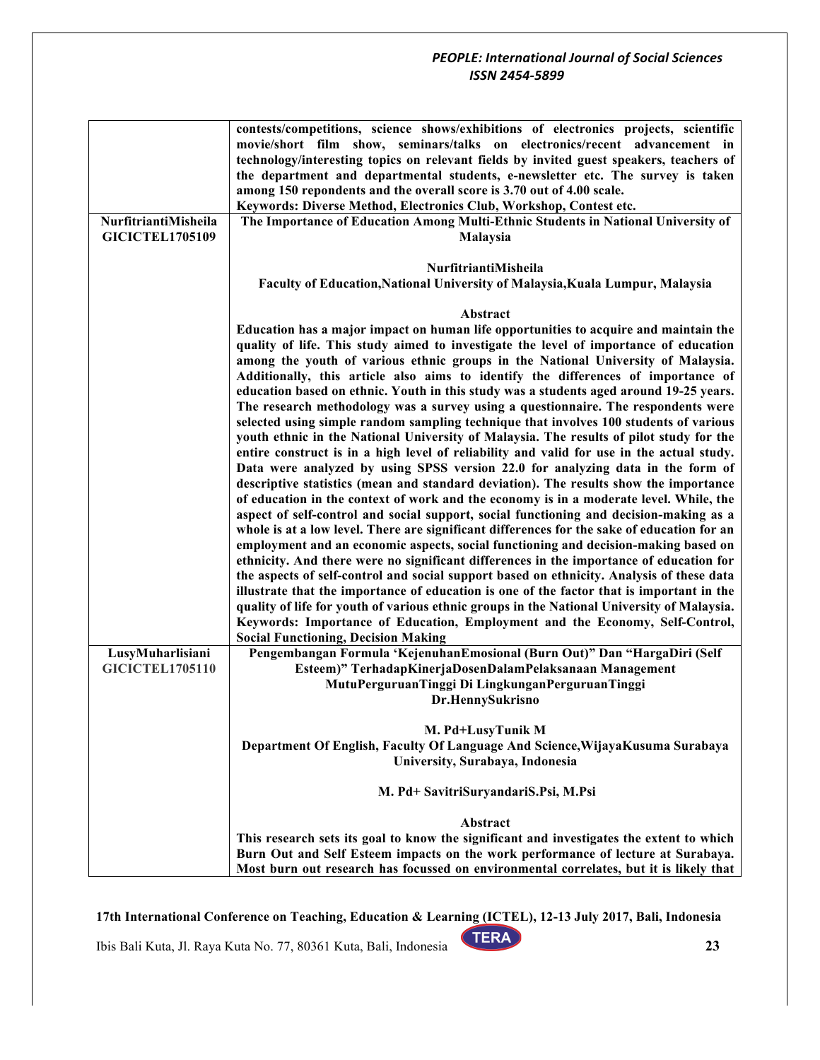| | |
|---|---|
| | **contests/competitions, science shows/exhibitions of electronics projects, scientific movie/short film show, seminars/talks on electronics/recent advancement in technology/interesting topics on relevant fields by invited guest speakers, teachers of the department and departmental students, e-newsletter etc. The survey is taken among 150 repondents and the overall score is 3.70 out of 4.00 scale.**<br>**Keywords: Diverse Method, Electronics Club, Workshop, Contest etc.** |
| **NurfitriantiMisheila**<br>**GICICTEL1705109** | **The Importance of Education Among Multi-Ethnic Students in National University of Malaysia**<br><br>**NurfitriantiMisheila**<br>**Faculty of Education,National University of Malaysia,Kuala Lumpur, Malaysia**<br><br>**Abstract**<br>**Education has a major impact on human life opportunities to acquire and maintain the quality of life. This study aimed to investigate the level of importance of education among the youth of various ethnic groups in the National University of Malaysia. Additionally, this article also aims to identify the differences of importance of education based on ethnic. Youth in this study was a students aged around 19-25 years. The research methodology was a survey using a questionnaire. The respondents were selected using simple random sampling technique that involves 100 students of various youth ethnic in the National University of Malaysia. The results of pilot study for the entire construct is in a high level of reliability and valid for use in the actual study. Data were analyzed by using SPSS version 22.0 for analyzing data in the form of descriptive statistics (mean and standard deviation). The results show the importance of education in the context of work and the economy is in a moderate level. While, the aspect of self-control and social support, social functioning and decision-making as a whole is at a low level. There are significant differences for the sake of education for an employment and an economic aspects, social functioning and decision-making based on ethnicity. And there were no significant differences in the importance of education for the aspects of self-control and social support based on ethnicity. Analysis of these data illustrate that the importance of education is one of the factor that is important in the quality of life for youth of various ethnic groups in the National University of Malaysia.**<br>**Keywords: Importance of Education, Employment and the Economy, Self-Control, Social Functioning, Decision Making** |
| **LusyMuharlisiani**<br>**GICICTEL1705110** | **Pengembangan Formula 'KejenuhanEmosional (Burn Out)" Dan "HargaDiri (Self Esteem)" TerhadapKinerjaDosenDalamPelaksanaan Management MutuPerguruanTinggi Di LingkunganPerguruanTinggi**<br>**Dr.HennySukrisno**<br><br>**M. Pd+LusyTunik M**<br>**Department Of English, Faculty Of Language And Science,WijayaKusuma Surabaya University, Surabaya, Indonesia**<br><br>**M. Pd+ SavitriSuryandariS.Psi, M.Psi**<br><br>**Abstract**<br>**This research sets its goal to know the significant and investigates the extent to which Burn Out and Self Esteem impacts on the work performance of lecture at Surabaya. Most burn out research has focussed on environmental correlates, but it is likely that** |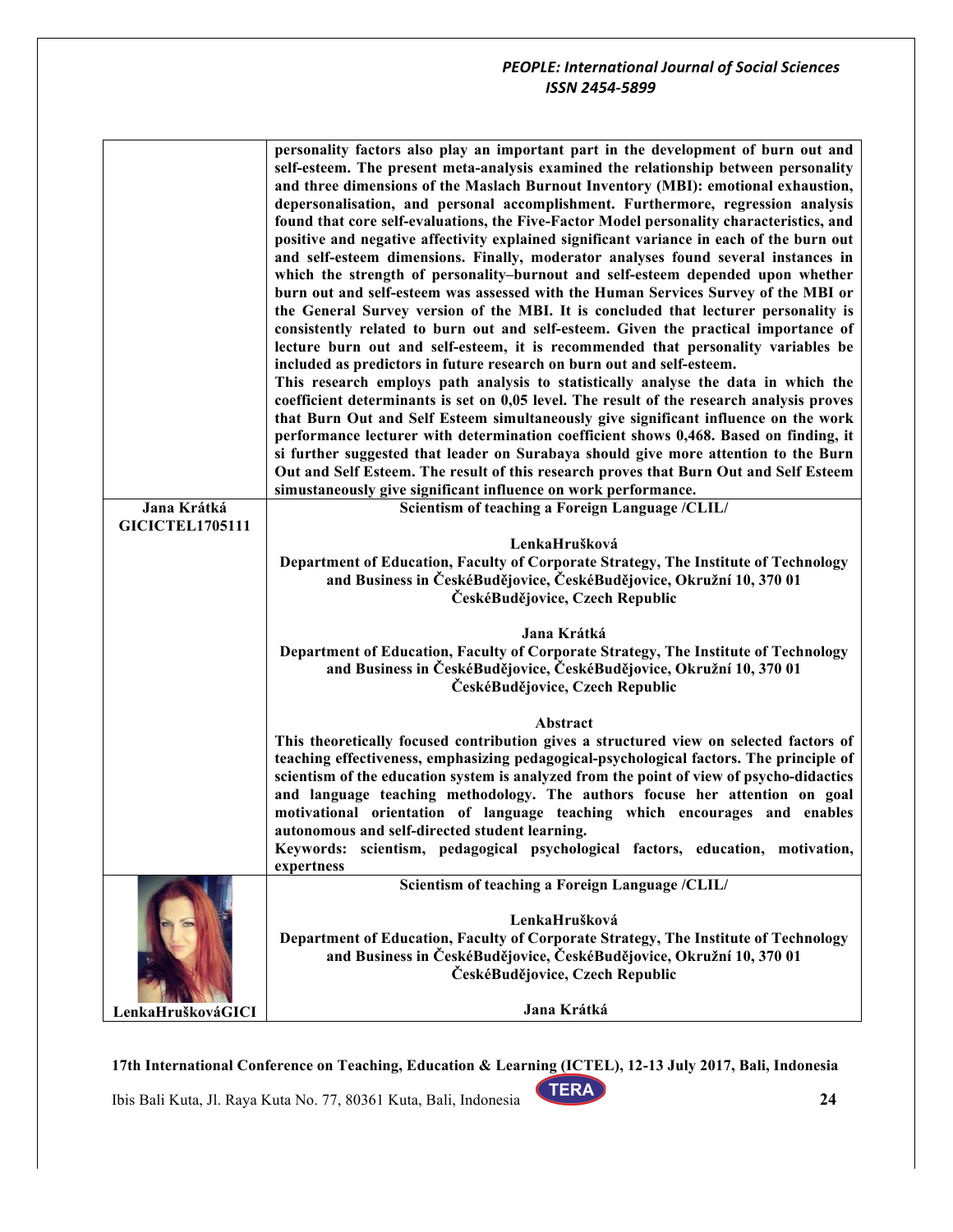| | |
|---|---|
| | **personality factors also play an important part in the development of burn out and self-esteem. The present meta-analysis examined the relationship between personality and three dimensions of the Maslach Burnout Inventory (MBI): emotional exhaustion, depersonalisation, and personal accomplishment. Furthermore, regression analysis found that core self-evaluations, the Five-Factor Model personality characteristics, and positive and negative affectivity explained significant variance in each of the burn out and self-esteem dimensions. Finally, moderator analyses found several instances in which the strength of personality–burnout and self-esteem depended upon whether burn out and self-esteem was assessed with the Human Services Survey of the MBI or the General Survey version of the MBI. It is concluded that lecturer personality is consistently related to burn out and self-esteem. Given the practical importance of lecture burn out and self-esteem, it is recommended that personality variables be included as predictors in future research on burn out and self-esteem.**<br>**This research employs path analysis to statistically analyse the data in which the coefficient determinants is set on 0,05 level. The result of the research analysis proves that Burn Out and Self Esteem simultaneously give significant influence on the work performance lecturer with determination coefficient shows 0,468. Based on finding, it si further suggested that leader on Surabaya should give more attention to the Burn Out and Self Esteem. The result of this research proves that Burn Out and Self Esteem simustaneously give significant influence on work performance.** |
| **Jana Krátká**<br>**GICICTEL1705111** | **Scientism of teaching a Foreign Language /CLIL/**<br><br>**LenkaHrušková**<br>**Department of Education, Faculty of Corporate Strategy, The Institute of Technology and Business in ČeskéBudějovice, ČeskéBudějovice, Okružní 10, 370 01 ČeskéBudějovice, Czech Republic**<br><br>**Jana Krátká**<br>**Department of Education, Faculty of Corporate Strategy, The Institute of Technology and Business in ČeskéBudějovice, ČeskéBudějovice, Okružní 10, 370 01 ČeskéBudějovice, Czech Republic**<br><br>**Abstract**<br>**This theoretically focused contribution gives a structured view on selected factors of teaching effectiveness, emphasizing pedagogical-psychological factors. The principle of scientism of the education system is analyzed from the point of view of psycho-didactics and language teaching methodology. The authors focuse her attention on goal motivational orientation of language teaching which encourages and enables autonomous and self-directed student learning.**<br>**Keywords: scientism, pedagogical psychological factors, education, motivation, expertness** |
| **LenkaHruškováGICI** | **Scientism of teaching a Foreign Language /CLIL/**<br><br>**LenkaHrušková**<br>**Department of Education, Faculty of Corporate Strategy, The Institute of Technology and Business in ČeskéBudějovice, ČeskéBudějovice, Okružní 10, 370 01 ČeskéBudějovice, Czech Republic**<br><br>**Jana Krátká** |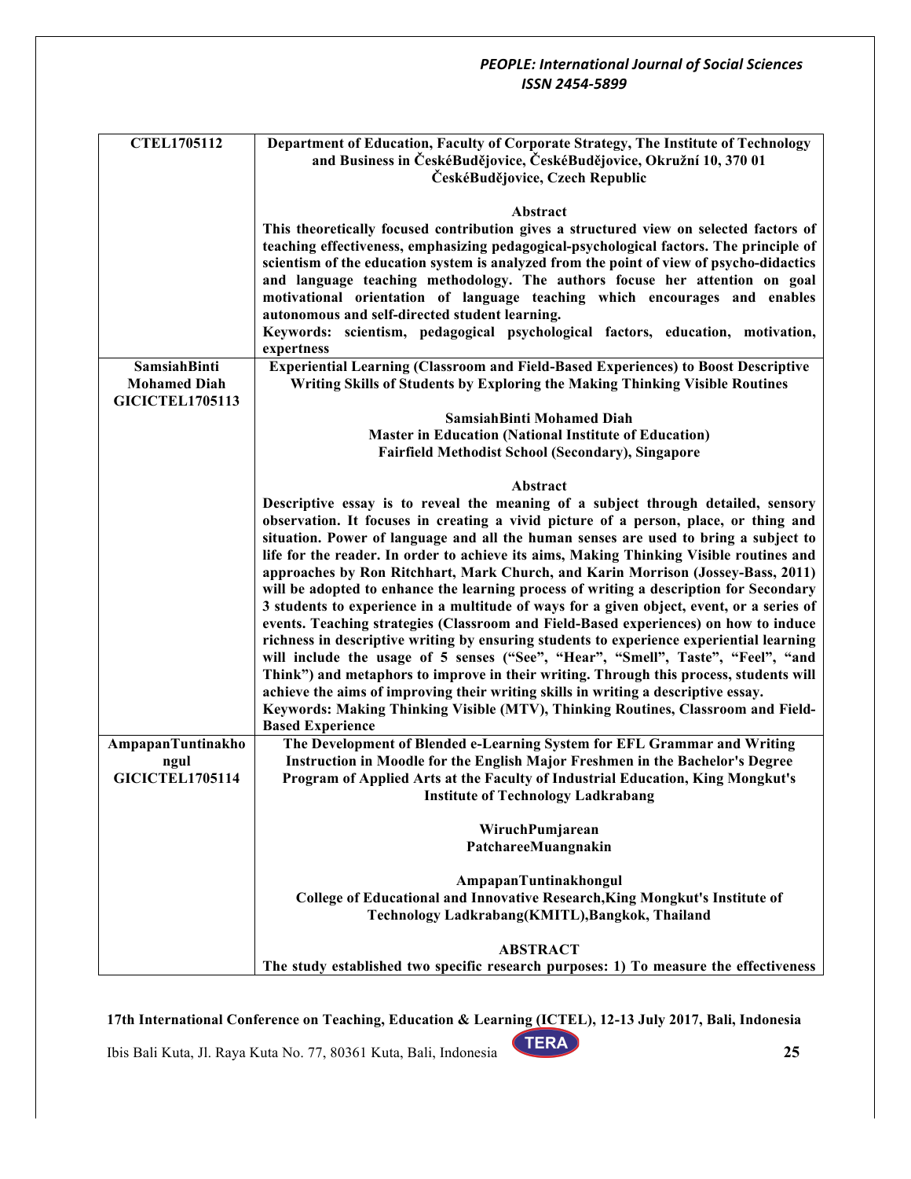| | |
|---|---|
| **CTEL1705112** | **Department of Education, Faculty of Corporate Strategy, The Institute of Technology and Business in ČeskéBudějovice, ČeskéBudějovice, Okružní 10, 370 01 ČeskéBudějovice, Czech Republic**<br><br>**Abstract**<br>**This theoretically focused contribution gives a structured view on selected factors of teaching effectiveness, emphasizing pedagogical-psychological factors. The principle of scientism of the education system is analyzed from the point of view of psycho-didactics and language teaching methodology. The authors focuse her attention on goal motivational orientation of language teaching which encourages and enables autonomous and self-directed student learning.**<br>**Keywords: scientism, pedagogical psychological factors, education, motivation, expertness** |
| **SamsiahBinti Mohamed Diah GICICTEL1705113** | **Experiential Learning (Classroom and Field-Based Experiences) to Boost Descriptive Writing Skills of Students by Exploring the Making Thinking Visible Routines**<br><br>**SamsiahBinti Mohamed Diah**<br>**Master in Education (National Institute of Education)**<br>**Fairfield Methodist School (Secondary), Singapore**<br><br>**Abstract**<br>**Descriptive essay is to reveal the meaning of a subject through detailed, sensory observation. It focuses in creating a vivid picture of a person, place, or thing and situation. Power of language and all the human senses are used to bring a subject to life for the reader. In order to achieve its aims, Making Thinking Visible routines and approaches by Ron Ritchhart, Mark Church, and Karin Morrison (Jossey-Bass, 2011) will be adopted to enhance the learning process of writing a description for Secondary 3 students to experience in a multitude of ways for a given object, event, or a series of events. Teaching strategies (Classroom and Field-Based experiences) on how to induce richness in descriptive writing by ensuring students to experience experiential learning will include the usage of 5 senses ("See", "Hear", "Smell", Taste", "Feel", "and Think") and metaphors to improve in their writing. Through this process, students will achieve the aims of improving their writing skills in writing a descriptive essay.**<br>**Keywords: Making Thinking Visible (MTV), Thinking Routines, Classroom and Field-Based Experience** |
| **AmpapanTuntinakhongul GICICTEL1705114** | **The Development of Blended e-Learning System for EFL Grammar and Writing Instruction in Moodle for the English Major Freshmen in the Bachelor's Degree Program of Applied Arts at the Faculty of Industrial Education, King Mongkut's Institute of Technology Ladkrabang**<br><br>**WiruchPumjarean**<br>**PatchareeMuangnakin**<br><br>**AmpapanTuntinakhongul**<br>**College of Educational and Innovative Research,King Mongkut's Institute of Technology Ladkrabang(KMITL),Bangkok, Thailand**<br><br>**ABSTRACT**<br>**The study established two specific research purposes: 1) To measure the effectiveness** |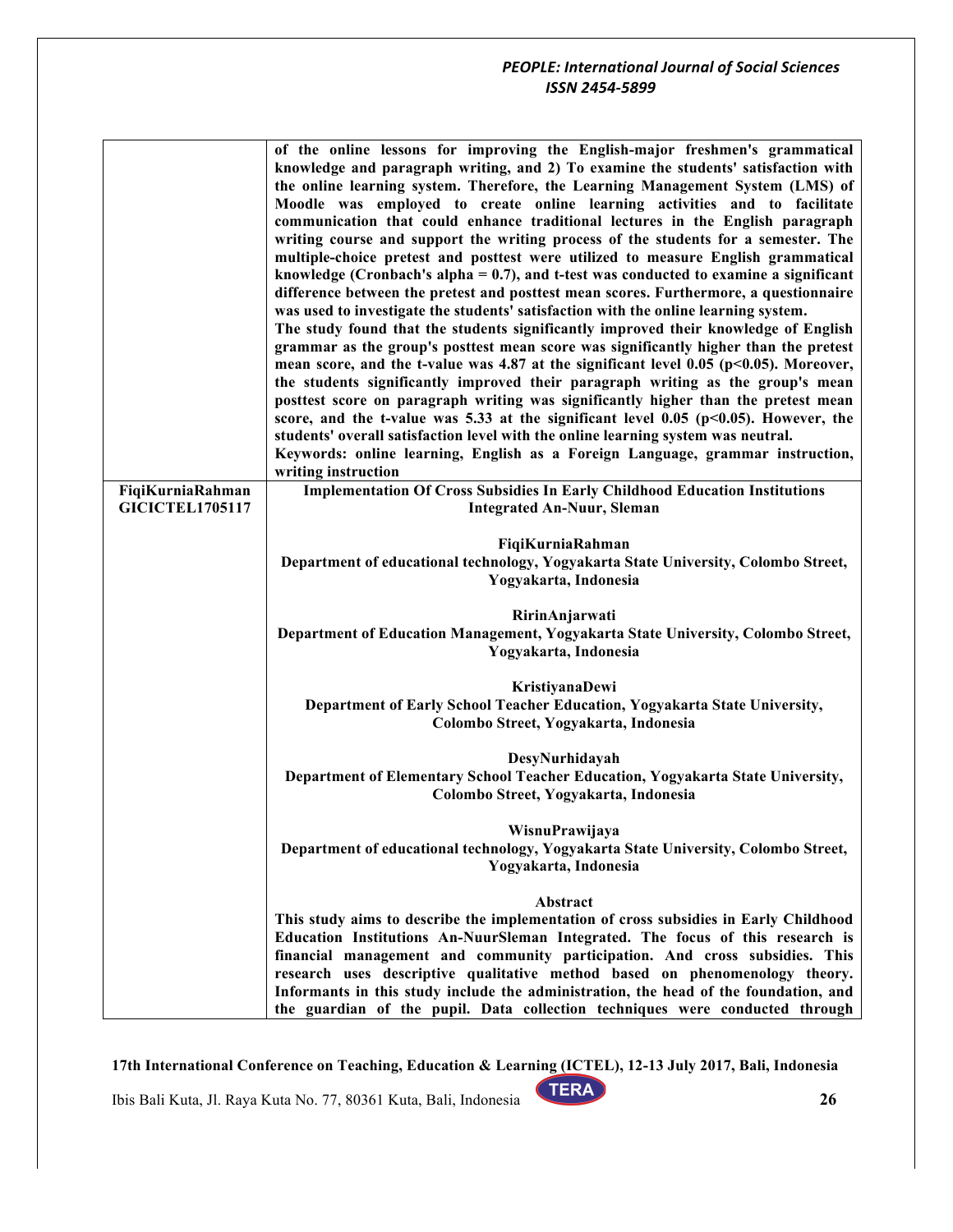| | |
|---|---|
| | **of the online lessons for improving the English-major freshmen's grammatical knowledge and paragraph writing, and 2) To examine the students' satisfaction with the online learning system. Therefore, the Learning Management System (LMS) of Moodle was employed to create online learning activities and to facilitate communication that could enhance traditional lectures in the English paragraph writing course and support the writing process of the students for a semester. The multiple-choice pretest and posttest were utilized to measure English grammatical knowledge (Cronbach's alpha = 0.7), and t-test was conducted to examine a significant difference between the pretest and posttest mean scores. Furthermore, a questionnaire was used to investigate the students' satisfaction with the online learning system.**<br>**The study found that the students significantly improved their knowledge of English grammar as the group's posttest mean score was significantly higher than the pretest mean score, and the t-value was 4.87 at the significant level 0.05 ($p<0.05$). Moreover, the students significantly improved their paragraph writing as the group's mean posttest score on paragraph writing was significantly higher than the pretest mean score, and the t-value was 5.33 at the significant level 0.05 ($p<0.05$). However, the students' overall satisfaction level with the online learning system was neutral.**<br>**Keywords: online learning, English as a Foreign Language, grammar instruction, writing instruction** |
| **FiqiKurniaRahman**<br>**GICICTEL1705117** | **Implementation Of Cross Subsidies In Early Childhood Education Institutions Integrated An-Nuur, Sleman**<br><br>**FiqiKurniaRahman**<br>**Department of educational technology, Yogyakarta State University, Colombo Street, Yogyakarta, Indonesia**<br><br>**RirinAnjarwati**<br>**Department of Education Management, Yogyakarta State University, Colombo Street, Yogyakarta, Indonesia**<br><br>**KristiyanaDewi**<br>**Department of Early School Teacher Education, Yogyakarta State University, Colombo Street, Yogyakarta, Indonesia**<br><br>**DesyNurhidayah**<br>**Department of Elementary School Teacher Education, Yogyakarta State University, Colombo Street, Yogyakarta, Indonesia**<br><br>**WisnuPrawijaya**<br>**Department of educational technology, Yogyakarta State University, Colombo Street, Yogyakarta, Indonesia**<br><br>**Abstract**<br>**This study aims to describe the implementation of cross subsidies in Early Childhood Education Institutions An-NuurSleman Integrated. The focus of this research is financial management and community participation. And cross subsidies. This research uses descriptive qualitative method based on phenomenology theory. Informants in this study include the administration, the head of the foundation, and the guardian of the pupil. Data collection techniques were conducted through** |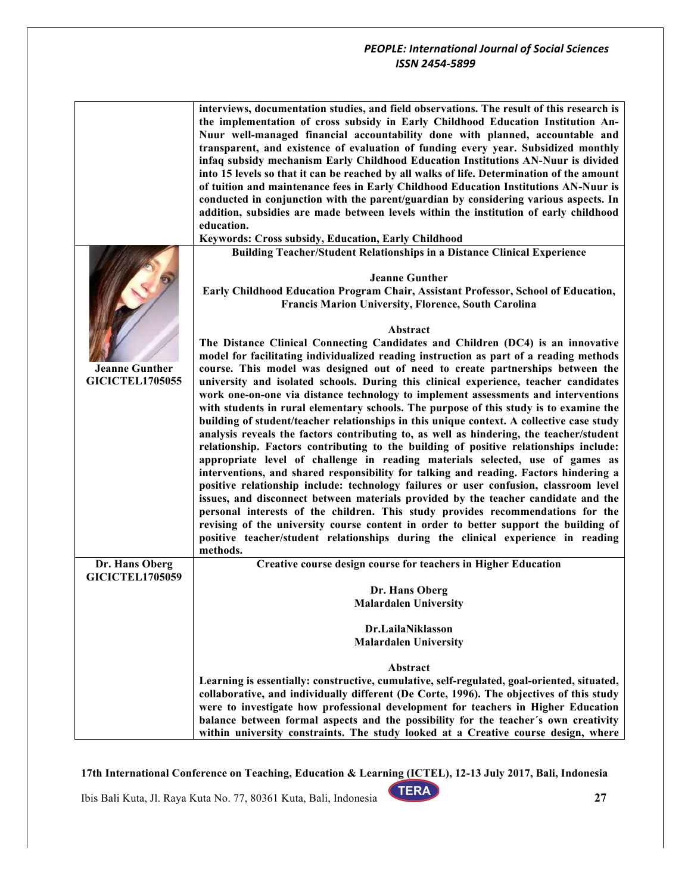interviews, documentation studies, and field observations. The result of this research is the implementation of cross subsidy in Early Childhood Education Institution An-Nuur well-managed financial accountability done with planned, accountable and transparent, and existence of evaluation of funding every year. Subsidized monthly infaq subsidy mechanism Early Childhood Education Institutions AN-Nuur is divided into 15 levels so that it can be reached by all walks of life. Determination of the amount of tuition and maintenance fees in Early Childhood Education Institutions AN-Nuur is conducted in conjunction with the parent/guardian by considering various aspects. In addition, subsidies are made between levels within the institution of early childhood education.

**Keywords: Cross subsidy, Education, Early Childhood**

---

**Jeanne Gunther**
**GICICTEL1705055**

### Building Teacher/Student Relationships in a Distance Clinical Experience

**Jeanne Gunther**
**Early Childhood Education Program Chair, Assistant Professor, School of Education, Francis Marion University, Florence, South Carolina**

**Abstract**

The Distance Clinical Connecting Candidates and Children (DC4) is an innovative model for facilitating individualized reading instruction as part of a reading methods course. This model was designed out of need to create partnerships between the university and isolated schools. During this clinical experience, teacher candidates work one-on-one via distance technology to implement assessments and interventions with students in rural elementary schools. The purpose of this study is to examine the building of student/teacher relationships in this unique context. A collective case study analysis reveals the factors contributing to, as well as hindering, the teacher/student relationship. Factors contributing to the building of positive relationships include: appropriate level of challenge in reading materials selected, use of games as interventions, and shared responsibility for talking and reading. Factors hindering a positive relationship include: technology failures or user confusion, classroom level issues, and disconnect between materials provided by the teacher candidate and the personal interests of the children. This study provides recommendations for the revising of the university course content in order to better support the building of positive teacher/student relationships during the clinical experience in reading methods.

---

**Dr. Hans Oberg**
**GICICTEL1705059**

### Creative course design course for teachers in Higher Education

**Dr. Hans Oberg**
**Malardalen University**

**Dr.LailaNiklasson**
**Malardalen University**

**Abstract**

Learning is essentially: constructive, cumulative, self-regulated, goal-oriented, situated, collaborative, and individually different (De Corte, 1996). The objectives of this study were to investigate how professional development for teachers in Higher Education balance between formal aspects and the possibility for the teacher´s own creativity within university constraints. The study looked at a Creative course design, where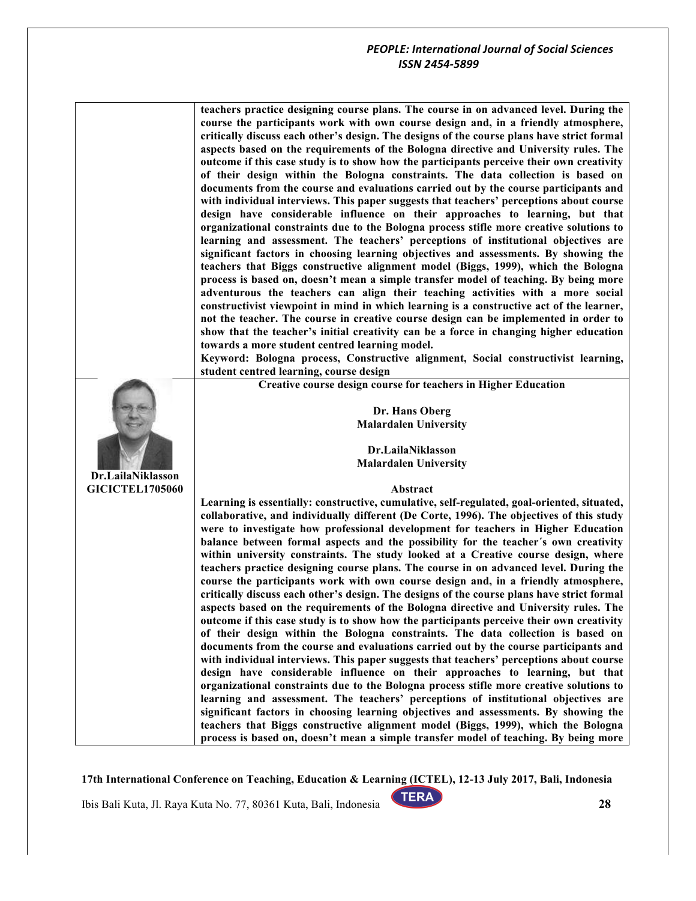**teachers practice designing course plans. The course in on advanced level. During the course the participants work with own course design and, in a friendly atmosphere, critically discuss each other's design. The designs of the course plans have strict formal aspects based on the requirements of the Bologna directive and University rules. The outcome if this case study is to show how the participants perceive their own creativity of their design within the Bologna constraints. The data collection is based on documents from the course and evaluations carried out by the course participants and with individual interviews. This paper suggests that teachers' perceptions about course design have considerable influence on their approaches to learning, but that organizational constraints due to the Bologna process stifle more creative solutions to learning and assessment. The teachers' perceptions of institutional objectives are significant factors in choosing learning objectives and assessments. By showing the teachers that Biggs constructive alignment model (Biggs, 1999), which the Bologna process is based on, doesn't mean a simple transfer model of teaching. By being more adventurous the teachers can align their teaching activities with a more social constructivist viewpoint in mind in which learning is a constructive act of the learner, not the teacher. The course in creative course design can be implemented in order to show that the teacher's initial creativity can be a force in changing higher education towards a more student centred learning model.**

**Keyword: Bologna process, Constructive alignment, Social constructivist learning, student centred learning, course design**

**Dr.LailaNiklasson**
**GICICTEL1705060**

**Creative course design course for teachers in Higher Education**

**Dr. Hans Oberg**
**Malardalen University**

**Dr.LailaNiklasson**
**Malardalen University**

**Abstract**

**Learning is essentially: constructive, cumulative, self-regulated, goal-oriented, situated, collaborative, and individually different (De Corte, 1996). The objectives of this study were to investigate how professional development for teachers in Higher Education balance between formal aspects and the possibility for the teacher´s own creativity within university constraints. The study looked at a Creative course design, where teachers practice designing course plans. The course in on advanced level. During the course the participants work with own course design and, in a friendly atmosphere, critically discuss each other's design. The designs of the course plans have strict formal aspects based on the requirements of the Bologna directive and University rules. The outcome if this case study is to show how the participants perceive their own creativity of their design within the Bologna constraints. The data collection is based on documents from the course and evaluations carried out by the course participants and with individual interviews. This paper suggests that teachers' perceptions about course design have considerable influence on their approaches to learning, but that organizational constraints due to the Bologna process stifle more creative solutions to learning and assessment. The teachers' perceptions of institutional objectives are significant factors in choosing learning objectives and assessments. By showing the teachers that Biggs constructive alignment model (Biggs, 1999), which the Bologna process is based on, doesn't mean a simple transfer model of teaching. By being more**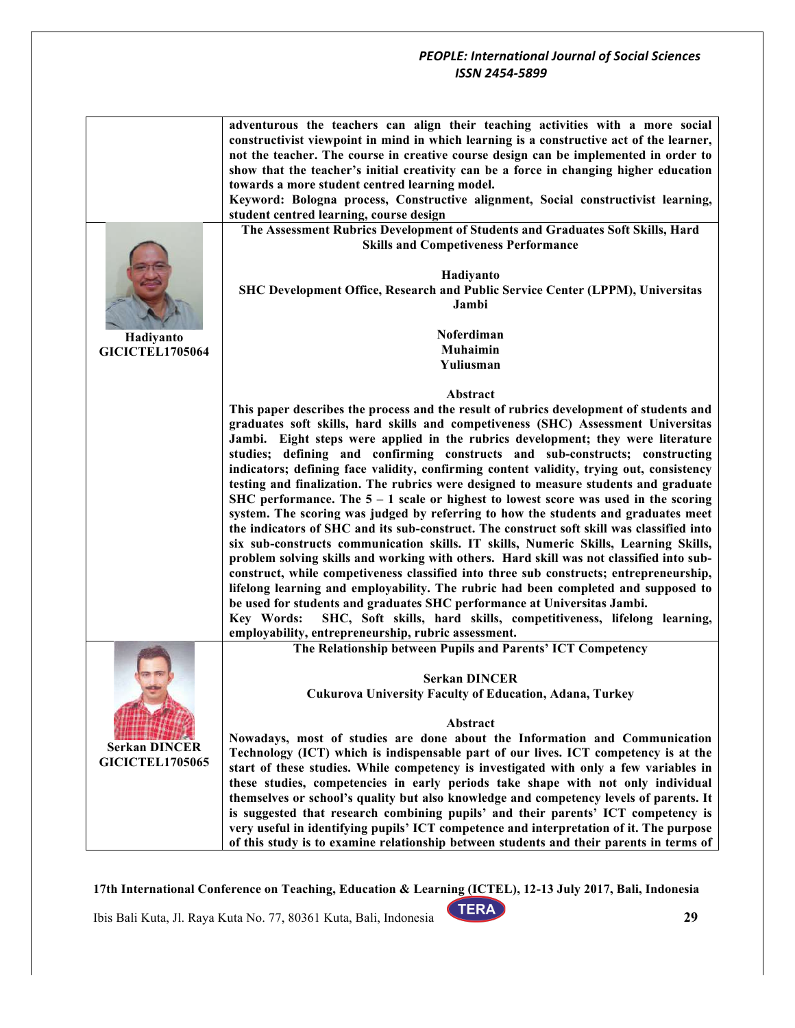**adventurous the teachers can align their teaching activities with a more social constructivist viewpoint in mind in which learning is a constructive act of the learner, not the teacher. The course in creative course design can be implemented in order to show that the teacher's initial creativity can be a force in changing higher education towards a more student centred learning model.**

**Keyword: Bologna process, Constructive alignment, Social constructivist learning, student centred learning, course design**

---

**Hadiyanto**
**GICICTEL1705064**

### The Assessment Rubrics Development of Students and Graduates Soft Skills, Hard Skills and Competiveness Performance

**Hadiyanto**
**SHC Development Office, Research and Public Service Center (LPPM), Universitas Jambi**

**Noferdiman**
**Muhaimin**
**Yuliusman**

**Abstract**

**This paper describes the process and the result of rubrics development of students and graduates soft skills, hard skills and competiveness (SHC) Assessment Universitas Jambi. Eight steps were applied in the rubrics development; they were literature studies; defining and confirming constructs and sub-constructs; constructing indicators; defining face validity, confirming content validity, trying out, consistency testing and finalization. The rubrics were designed to measure students and graduate SHC performance. The 5 – 1 scale or highest to lowest score was used in the scoring system. The scoring was judged by referring to how the students and graduates meet the indicators of SHC and its sub-construct. The construct soft skill was classified into six sub-constructs communication skills. IT skills, Numeric Skills, Learning Skills, problem solving skills and working with others. Hard skill was not classified into sub-construct, while competiveness classified into three sub constructs; entrepreneurship, lifelong learning and employability. The rubric had been completed and supposed to be used for students and graduates SHC performance at Universitas Jambi.**

**Key Words: SHC, Soft skills, hard skills, competitiveness, lifelong learning, employability, entrepreneurship, rubric assessment.**

---

**Serkan DINCER**
**GICICTEL1705065**

### The Relationship between Pupils and Parents' ICT Competency

**Serkan DINCER**
**Cukurova University Faculty of Education, Adana, Turkey**

**Abstract**

**Nowadays, most of studies are done about the Information and Communication Technology (ICT) which is indispensable part of our lives. ICT competency is at the start of these studies. While competency is investigated with only a few variables in these studies, competencies in early periods take shape with not only individual themselves or school's quality but also knowledge and competency levels of parents. It is suggested that research combining pupils' and their parents' ICT competency is very useful in identifying pupils' ICT competence and interpretation of it. The purpose of this study is to examine relationship between students and their parents in terms of**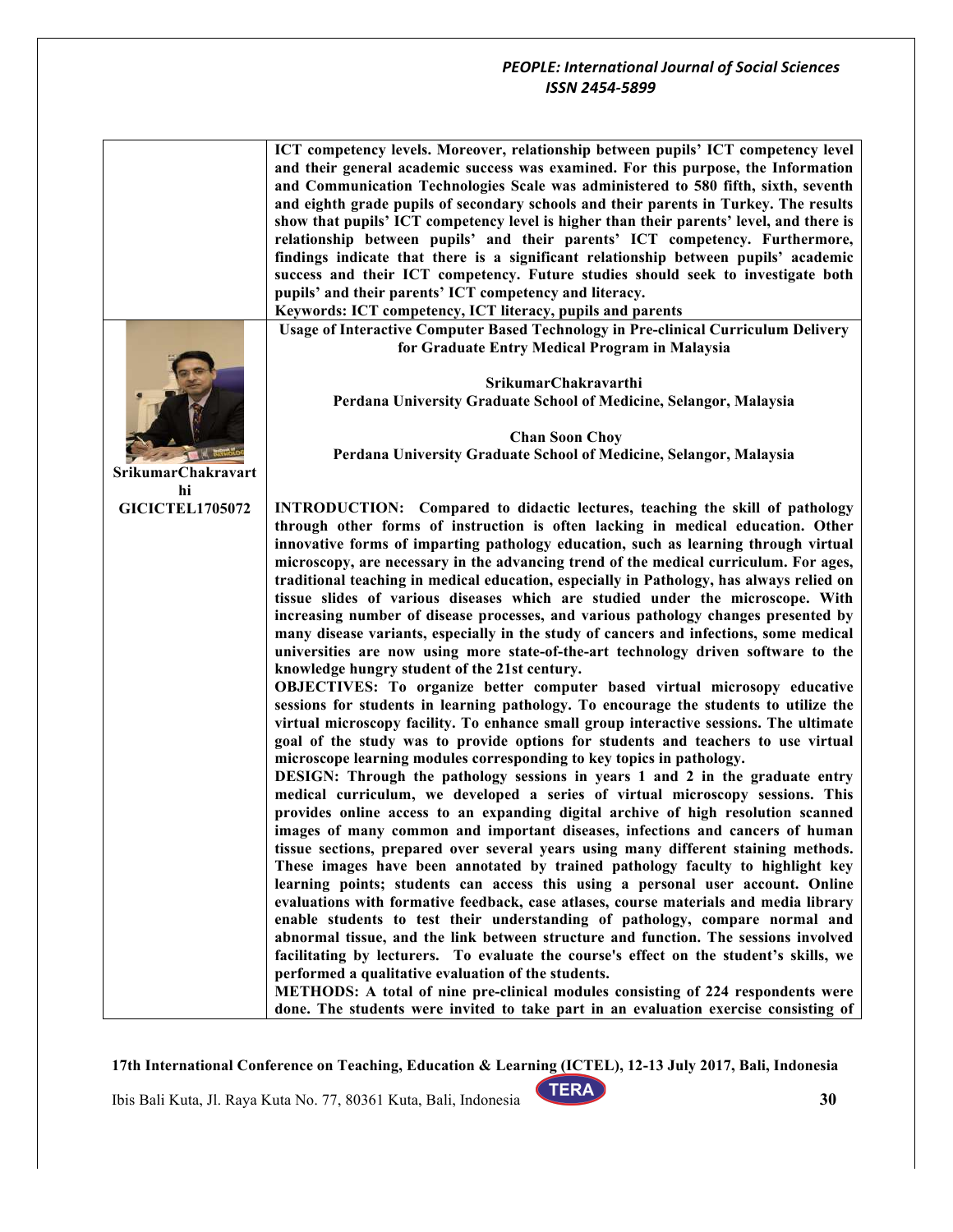ICT competency levels. Moreover, relationship between pupils' ICT competency level and their general academic success was examined. For this purpose, the Information and Communication Technologies Scale was administered to 580 fifth, sixth, seventh and eighth grade pupils of secondary schools and their parents in Turkey. The results show that pupils' ICT competency level is higher than their parents' level, and there is relationship between pupils' and their parents' ICT competency. Furthermore, findings indicate that there is a significant relationship between pupils' academic success and their ICT competency. Future studies should seek to investigate both pupils' and their parents' ICT competency and literacy.

**Keywords: ICT competency, ICT literacy, pupils and parents**

**SrikumarChakravarthi**

**GICICTEL1705072**

## Usage of Interactive Computer Based Technology in Pre-clinical Curriculum Delivery for Graduate Entry Medical Program in Malaysia

**SrikumarChakravarthi**
**Perdana University Graduate School of Medicine, Selangor, Malaysia**

**Chan Soon Choy**
**Perdana University Graduate School of Medicine, Selangor, Malaysia**

**INTRODUCTION:** Compared to didactic lectures, teaching the skill of pathology through other forms of instruction is often lacking in medical education. Other innovative forms of imparting pathology education, such as learning through virtual microscopy, are necessary in the advancing trend of the medical curriculum. For ages, traditional teaching in medical education, especially in Pathology, has always relied on tissue slides of various diseases which are studied under the microscope. With increasing number of disease processes, and various pathology changes presented by many disease variants, especially in the study of cancers and infections, some medical universities are now using more state-of-the-art technology driven software to the knowledge hungry student of the 21st century.

**OBJECTIVES:** To organize better computer based virtual microsopy educative sessions for students in learning pathology. To encourage the students to utilize the virtual microscopy facility. To enhance small group interactive sessions. The ultimate goal of the study was to provide options for students and teachers to use virtual microscope learning modules corresponding to key topics in pathology.

**DESIGN:** Through the pathology sessions in years 1 and 2 in the graduate entry medical curriculum, we developed a series of virtual microscopy sessions. This provides online access to an expanding digital archive of high resolution scanned images of many common and important diseases, infections and cancers of human tissue sections, prepared over several years using many different staining methods. These images have been annotated by trained pathology faculty to highlight key learning points; students can access this using a personal user account. Online evaluations with formative feedback, case atlases, course materials and media library enable students to test their understanding of pathology, compare normal and abnormal tissue, and the link between structure and function. The sessions involved facilitating by lecturers. To evaluate the course's effect on the student's skills, we performed a qualitative evaluation of the students.

**METHODS:** A total of nine pre-clinical modules consisting of 224 respondents were done. The students were invited to take part in an evaluation exercise consisting of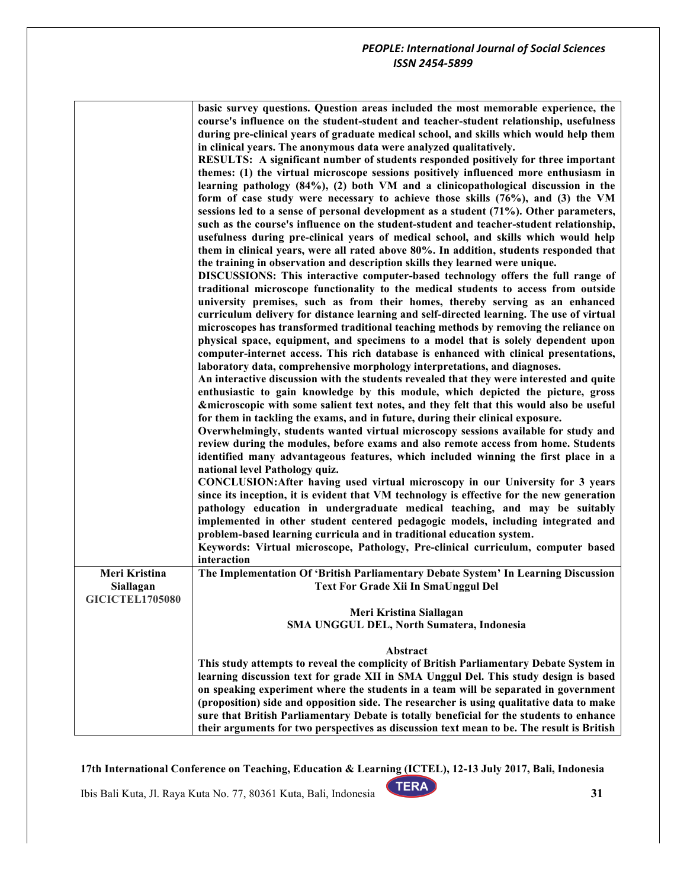| | |
|---|---|
| | **basic survey questions. Question areas included the most memorable experience, the course's influence on the student-student and teacher-student relationship, usefulness during pre-clinical years of graduate medical school, and skills which would help them in clinical years. The anonymous data were analyzed qualitatively.**<br>**RESULTS: A significant number of students responded positively for three important themes: (1) the virtual microscope sessions positively influenced more enthusiasm in learning pathology (84%), (2) both VM and a clinicopathological discussion in the form of case study were necessary to achieve those skills (76%), and (3) the VM sessions led to a sense of personal development as a student (71%). Other parameters, such as the course's influence on the student-student and teacher-student relationship, usefulness during pre-clinical years of medical school, and skills which would help them in clinical years, were all rated above 80%. In addition, students responded that the training in observation and description skills they learned were unique.**<br>**DISCUSSIONS: This interactive computer-based technology offers the full range of traditional microscope functionality to the medical students to access from outside university premises, such as from their homes, thereby serving as an enhanced curriculum delivery for distance learning and self-directed learning. The use of virtual microscopes has transformed traditional teaching methods by removing the reliance on physical space, equipment, and specimens to a model that is solely dependent upon computer-internet access. This rich database is enhanced with clinical presentations, laboratory data, comprehensive morphology interpretations, and diagnoses.**<br>**An interactive discussion with the students revealed that they were interested and quite enthusiastic to gain knowledge by this module, which depicted the picture, gross &microscopic with some salient text notes, and they felt that this would also be useful for them in tackling the exams, and in future, during their clinical exposure.**<br>**Overwhelmingly, students wanted virtual microscopy sessions available for study and review during the modules, before exams and also remote access from home. Students identified many advantageous features, which included winning the first place in a national level Pathology quiz.**<br>**CONCLUSION:After having used virtual microscopy in our University for 3 years since its inception, it is evident that VM technology is effective for the new generation pathology education in undergraduate medical teaching, and may be suitably implemented in other student centered pedagogic models, including integrated and problem-based learning curricula and in traditional education system.**<br>**Keywords: Virtual microscope, Pathology, Pre-clinical curriculum, computer based interaction** |
| **Meri Kristina Siallagan**<br>**GICICTEL1705080** | **The Implementation Of 'British Parliamentary Debate System' In Learning Discussion Text For Grade Xii In SmaUnggul Del**<br><br>**Meri Kristina Siallagan**<br>**SMA UNGGUL DEL, North Sumatera, Indonesia**<br><br>**Abstract**<br>**This study attempts to reveal the complicity of British Parliamentary Debate System in learning discussion text for grade XII in SMA Unggul Del. This study design is based on speaking experiment where the students in a team will be separated in government (proposition) side and opposition side. The researcher is using qualitative data to make sure that British Parliamentary Debate is totally beneficial for the students to enhance their arguments for two perspectives as discussion text mean to be. The result is British** |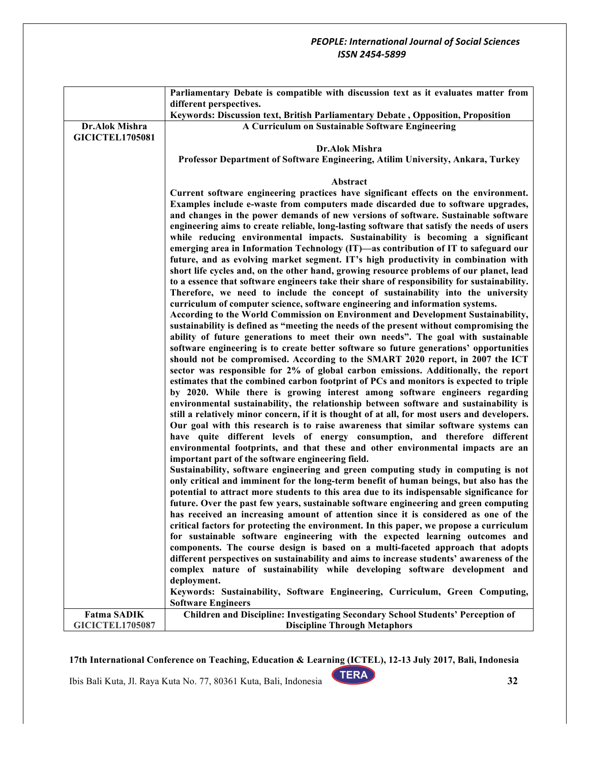| | |
|---|---|
| | **Parliamentary Debate is compatible with discussion text as it evaluates matter from different perspectives.**<br>**Keywords: Discussion text, British Parliamentary Debate , Opposition, Proposition** |
| **Dr.Alok Mishra**<br>**GICICTEL1705081** | **A Curriculum on Sustainable Software Engineering**<br><br>**Dr.Alok Mishra**<br>**Professor Department of Software Engineering, Atilim University, Ankara, Turkey**<br><br>**Abstract**<br>**Current software engineering practices have significant effects on the environment. Examples include e-waste from computers made discarded due to software upgrades, and changes in the power demands of new versions of software. Sustainable software engineering aims to create reliable, long-lasting software that satisfy the needs of users while reducing environmental impacts. Sustainability is becoming a significant emerging area in Information Technology (IT)—as contribution of IT to safeguard our future, and as evolving market segment. IT's high productivity in combination with short life cycles and, on the other hand, growing resource problems of our planet, lead to a essence that software engineers take their share of responsibility for sustainability. Therefore, we need to include the concept of sustainability into the university curriculum of computer science, software engineering and information systems.**<br>**According to the World Commission on Environment and Development Sustainability, sustainability is defined as "meeting the needs of the present without compromising the ability of future generations to meet their own needs". The goal with sustainable software engineering is to create better software so future generations' opportunities should not be compromised. According to the SMART 2020 report, in 2007 the ICT sector was responsible for 2% of global carbon emissions. Additionally, the report estimates that the combined carbon footprint of PCs and monitors is expected to triple by 2020. While there is growing interest among software engineers regarding environmental sustainability, the relationship between software and sustainability is still a relatively minor concern, if it is thought of at all, for most users and developers. Our goal with this research is to raise awareness that similar software systems can have quite different levels of energy consumption, and therefore different environmental footprints, and that these and other environmental impacts are an important part of the software engineering field.**<br>**Sustainability, software engineering and green computing study in computing is not only critical and imminent for the long-term benefit of human beings, but also has the potential to attract more students to this area due to its indispensable significance for future. Over the past few years, sustainable software engineering and green computing has received an increasing amount of attention since it is considered as one of the critical factors for protecting the environment. In this paper, we propose a curriculum for sustainable software engineering with the expected learning outcomes and components. The course design is based on a multi-faceted approach that adopts different perspectives on sustainability and aims to increase students' awareness of the complex nature of sustainability while developing software development and deployment.**<br>**Keywords: Sustainability, Software Engineering, Curriculum, Green Computing, Software Engineers** |
| **Fatma SADIK**<br>**GICICTEL1705087** | **Children and Discipline: Investigating Secondary School Students' Perception of Discipline Through Metaphors** |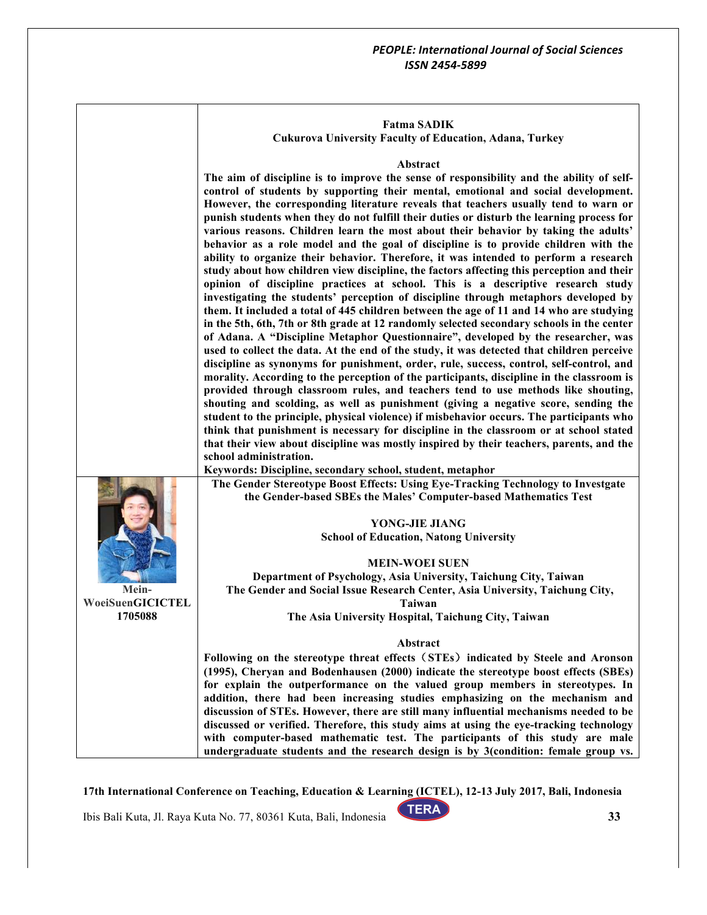**Fatma SADIK**
**Cukurova University Faculty of Education, Adana, Turkey**

**Abstract**

**The aim of discipline is to improve the sense of responsibility and the ability of self-control of students by supporting their mental, emotional and social development. However, the corresponding literature reveals that teachers usually tend to warn or punish students when they do not fulfill their duties or disturb the learning process for various reasons. Children learn the most about their behavior by taking the adults' behavior as a role model and the goal of discipline is to provide children with the ability to organize their behavior. Therefore, it was intended to perform a research study about how children view discipline, the factors affecting this perception and their opinion of discipline practices at school. This is a descriptive research study investigating the students' perception of discipline through metaphors developed by them. It included a total of 445 children between the age of 11 and 14 who are studying in the 5th, 6th, 7th or 8th grade at 12 randomly selected secondary schools in the center of Adana. A "Discipline Metaphor Questionnaire", developed by the researcher, was used to collect the data. At the end of the study, it was detected that children perceive discipline as synonyms for punishment, order, rule, success, control, self-control, and morality. According to the perception of the participants, discipline in the classroom is provided through classroom rules, and teachers tend to use methods like shouting, shouting and scolding, as well as punishment (giving a negative score, sending the student to the principle, physical violence) if misbehavior occurs. The participants who think that punishment is necessary for discipline in the classroom or at school stated that their view about discipline was mostly inspired by their teachers, parents, and the school administration.**

**Keywords: Discipline, secondary school, student, metaphor**

**Mein-WoeiSuenGICICTEL1705088**

**The Gender Stereotype Boost Effects: Using Eye-Tracking Technology to Investgate the Gender-based SBEs the Males' Computer-based Mathematics Test**

**YONG-JIE JIANG**
**School of Education, Natong University**

**MEIN-WOEI SUEN**
**Department of Psychology, Asia University, Taichung City, Taiwan**
**The Gender and Social Issue Research Center, Asia University, Taichung City, Taiwan**
**The Asia University Hospital, Taichung City, Taiwan**

**Abstract**

**Following on the stereotype threat effects（STEs）indicated by Steele and Aronson (1995), Cheryan and Bodenhausen (2000) indicate the stereotype boost effects (SBEs) for explain the outperformance on the valued group members in stereotypes. In addition, there had been increasing studies emphasizing on the mechanism and discussion of STEs. However, there are still many influential mechanisms needed to be discussed or verified. Therefore, this study aims at using the eye-tracking technology with computer-based mathematic test. The participants of this study are male undergraduate students and the research design is by 3(condition: female group vs.**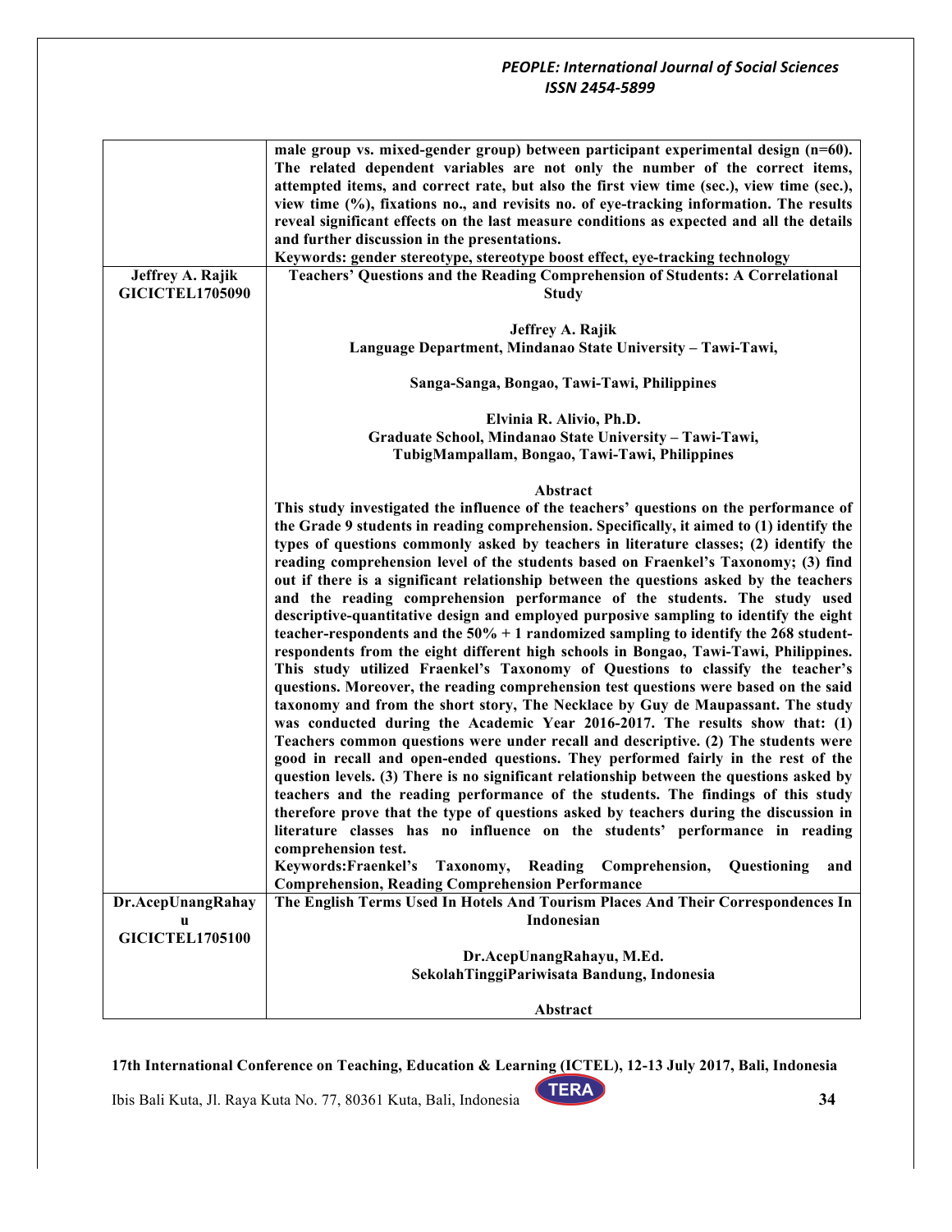| | |
|---|---|
| | **male group vs. mixed-gender group) between participant experimental design (n=60). The related dependent variables are not only the number of the correct items, attempted items, and correct rate, but also the first view time (sec.), view time (sec.), view time (%), fixations no., and revisits no. of eye-tracking information. The results reveal significant effects on the last measure conditions as expected and all the details and further discussion in the presentations.**<br>**Keywords: gender stereotype, stereotype boost effect, eye-tracking technology** |
| **Jeffrey A. Rajik**<br>**GICICTEL1705090** | **Teachers' Questions and the Reading Comprehension of Students: A Correlational Study**<br><br>**Jeffrey A. Rajik**<br>**Language Department, Mindanao State University – Tawi-Tawi,**<br><br>**Sanga-Sanga, Bongao, Tawi-Tawi, Philippines**<br><br>**Elvinia R. Alivio, Ph.D.**<br>**Graduate School, Mindanao State University – Tawi-Tawi,**<br>**TubigMampallam, Bongao, Tawi-Tawi, Philippines**<br><br>**Abstract**<br>**This study investigated the influence of the teachers' questions on the performance of the Grade 9 students in reading comprehension. Specifically, it aimed to (1) identify the types of questions commonly asked by teachers in literature classes; (2) identify the reading comprehension level of the students based on Fraenkel's Taxonomy; (3) find out if there is a significant relationship between the questions asked by the teachers and the reading comprehension performance of the students. The study used descriptive-quantitative design and employed purposive sampling to identify the eight teacher-respondents and the 50% + 1 randomized sampling to identify the 268 student-respondents from the eight different high schools in Bongao, Tawi-Tawi, Philippines. This study utilized Fraenkel's Taxonomy of Questions to classify the teacher's questions. Moreover, the reading comprehension test questions were based on the said taxonomy and from the short story, The Necklace by Guy de Maupassant. The study was conducted during the Academic Year 2016-2017. The results show that: (1) Teachers common questions were under recall and descriptive. (2) The students were good in recall and open-ended questions. They performed fairly in the rest of the question levels. (3) There is no significant relationship between the questions asked by teachers and the reading performance of the students. The findings of this study therefore prove that the type of questions asked by teachers during the discussion in literature classes has no influence on the students' performance in reading comprehension test.**<br>**Keywords:Fraenkel's Taxonomy, Reading Comprehension, Questioning and Comprehension, Reading Comprehension Performance** |
| **Dr.AcepUnangRahayu**<br>**GICICTEL1705100** | **The English Terms Used In Hotels And Tourism Places And Their Correspondences In Indonesian**<br><br>**Dr.AcepUnangRahayu, M.Ed.**<br>**SekolahTinggiPariwisata Bandung, Indonesia**<br><br>**Abstract** |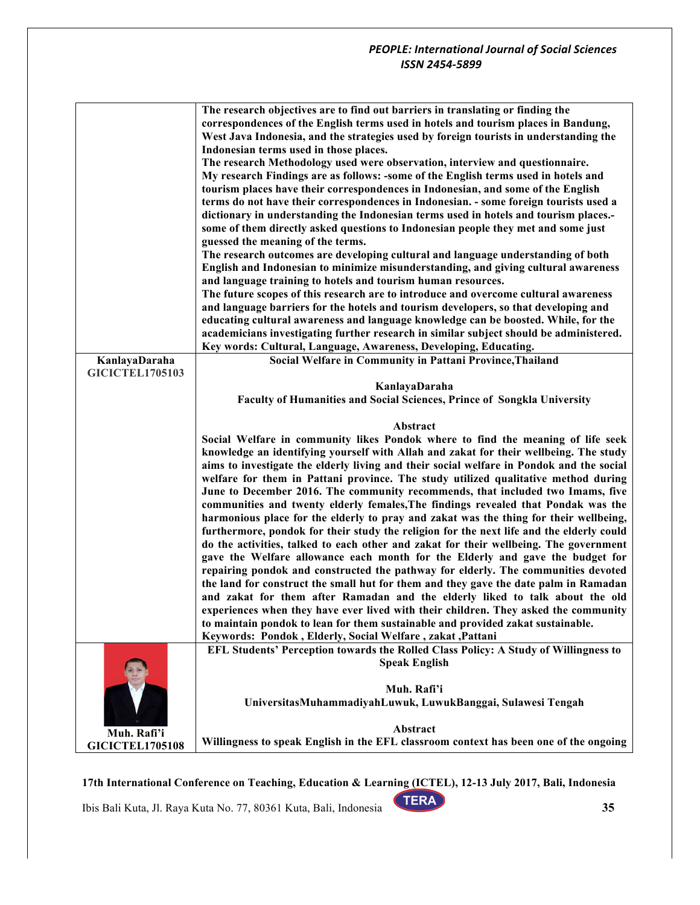| | |
|---|---|
| | The research objectives are to find out barriers in translating or finding the correspondences of the English terms used in hotels and tourism places in Bandung, West Java Indonesia, and the strategies used by foreign tourists in understanding the Indonesian terms used in those places.<br>The research Methodology used were observation, interview and questionnaire.<br>My research Findings are as follows: -some of the English terms used in hotels and tourism places have their correspondences in Indonesian, and some of the English terms do not have their correspondences in Indonesian. - some foreign tourists used a dictionary in understanding the Indonesian terms used in hotels and tourism places.- some of them directly asked questions to Indonesian people they met and some just guessed the meaning of the terms.<br>The research outcomes are developing cultural and language understanding of both English and Indonesian to minimize misunderstanding, and giving cultural awareness and language training to hotels and tourism human resources.<br>The future scopes of this research are to introduce and overcome cultural awareness and language barriers for the hotels and tourism developers, so that developing and educating cultural awareness and language knowledge can be boosted. While, for the academicians investigating further research in similar subject should be administered.<br>Key words: Cultural, Language, Awareness, Developing, Educating. |
| KanlayaDaraha<br>GICICTEL1705103 | **Social Welfare in Community in Pattani Province,Thailand**<br><br>**KanlayaDaraha**<br>**Faculty of Humanities and Social Sciences, Prince of Songkla University**<br><br>**Abstract**<br>Social Welfare in community likes Pondok where to find the meaning of life seek knowledge an identifying yourself with Allah and zakat for their wellbeing. The study aims to investigate the elderly living and their social welfare in Pondok and the social welfare for them in Pattani province. The study utilized qualitative method during June to December 2016. The community recommends, that included two Imams, five communities and twenty elderly females,The findings revealed that Pondak was the harmonious place for the elderly to pray and zakat was the thing for their wellbeing, furthermore, pondok for their study the religion for the next life and the elderly could do the activities, talked to each other and zakat for their wellbeing. The government gave the Welfare allowance each month for the Elderly and gave the budget for repairing pondok and constructed the pathway for elderly. The communities devoted the land for construct the small hut for them and they gave the date palm in Ramadan and zakat for them after Ramadan and the elderly liked to talk about the old experiences when they have ever lived with their children. They asked the community to maintain pondok to lean for them sustainable and provided zakat sustainable.<br>Keywords: Pondok , Elderly, Social Welfare , zakat ,Pattani |
| Muh. Rafi'i<br>GICICTEL1705108 | **EFL Students' Perception towards the Rolled Class Policy: A Study of Willingness to Speak English**<br><br>**Muh. Rafi'i**<br>**UniversitasMuhammadiyahLuwuk, LuwukBanggai, Sulawesi Tengah**<br><br>**Abstract**<br>Willingness to speak English in the EFL classroom context has been one of the ongoing |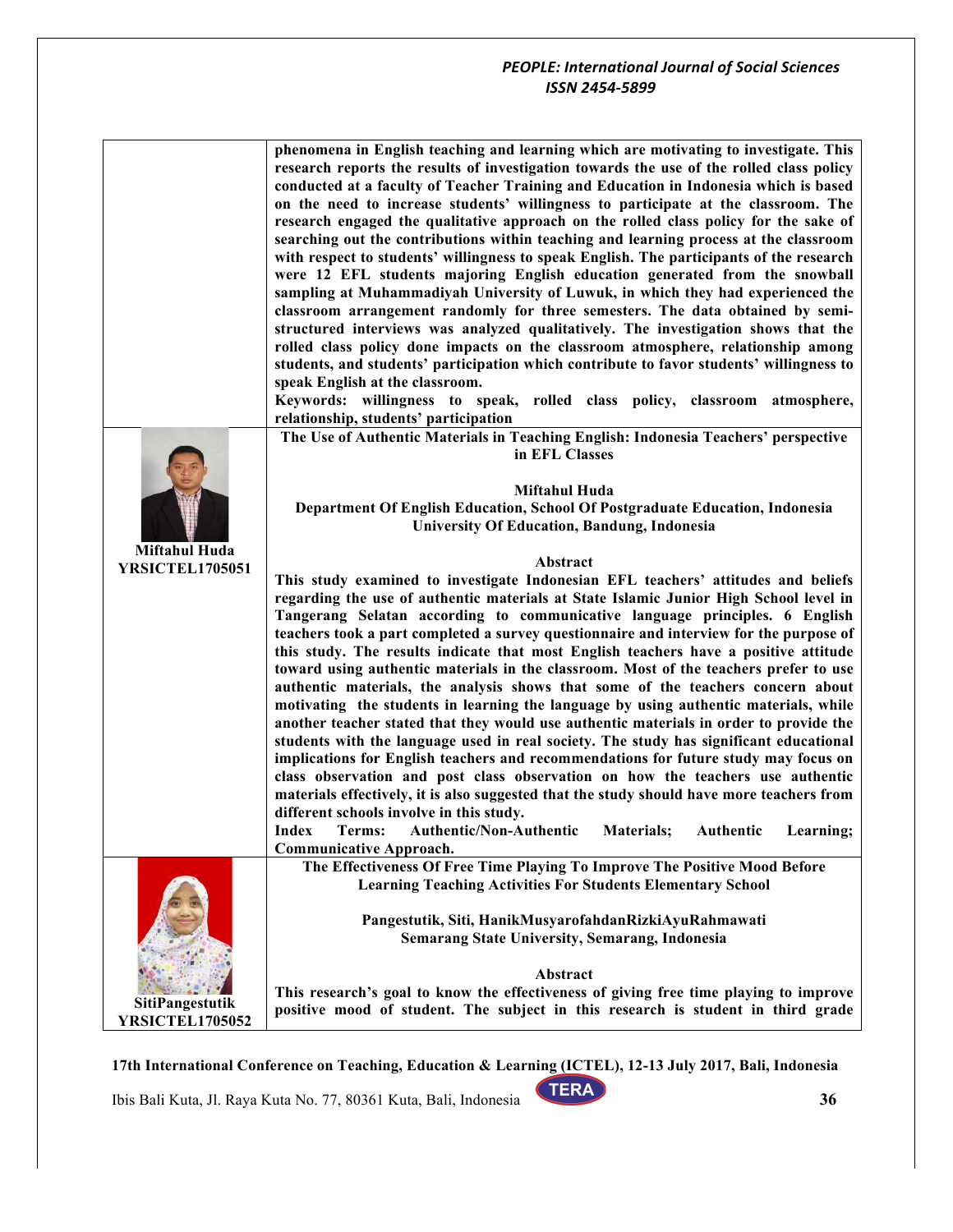phenomena in English teaching and learning which are motivating to investigate. This research reports the results of investigation towards the use of the rolled class policy conducted at a faculty of Teacher Training and Education in Indonesia which is based on the need to increase students' willingness to participate at the classroom. The research engaged the qualitative approach on the rolled class policy for the sake of searching out the contributions within teaching and learning process at the classroom with respect to students' willingness to speak English. The participants of the research were 12 EFL students majoring English education generated from the snowball sampling at Muhammadiyah University of Luwuk, in which they had experienced the classroom arrangement randomly for three semesters. The data obtained by semi-structured interviews was analyzed qualitatively. The investigation shows that the rolled class policy done impacts on the classroom atmosphere, relationship among students, and students' participation which contribute to favor students' willingness to speak English at the classroom.

**Keywords:** willingness to speak, rolled class policy, classroom atmosphere, relationship, students' participation

---

**Miftahul Huda**
**YRSICTEL1705051**

### The Use of Authentic Materials in Teaching English: Indonesia Teachers' perspective in EFL Classes

**Miftahul Huda**
**Department Of English Education, School Of Postgraduate Education, Indonesia University Of Education, Bandung, Indonesia**

**Abstract**

This study examined to investigate Indonesian EFL teachers' attitudes and beliefs regarding the use of authentic materials at State Islamic Junior High School level in Tangerang Selatan according to communicative language principles. 6 English teachers took a part completed a survey questionnaire and interview for the purpose of this study. The results indicate that most English teachers have a positive attitude toward using authentic materials in the classroom. Most of the teachers prefer to use authentic materials, the analysis shows that some of the teachers concern about motivating the students in learning the language by using authentic materials, while another teacher stated that they would use authentic materials in order to provide the students with the language used in real society. The study has significant educational implications for English teachers and recommendations for future study may focus on class observation and post class observation on how the teachers use authentic materials effectively, it is also suggested that the study should have more teachers from different schools involve in this study.

**Index Terms:** Authentic/Non-Authentic Materials; Authentic Learning; Communicative Approach.

---

**SitiPangestutik**
**YRSICTEL1705052**

### The Effectiveness Of Free Time Playing To Improve The Positive Mood Before Learning Teaching Activities For Students Elementary School

**Pangestutik, Siti, HanikMusyarofahdanRizkiAyuRahmawati**
**Semarang State University, Semarang, Indonesia**

**Abstract**

This research's goal to know the effectiveness of giving free time playing to improve positive mood of student. The subject in this research is student in third grade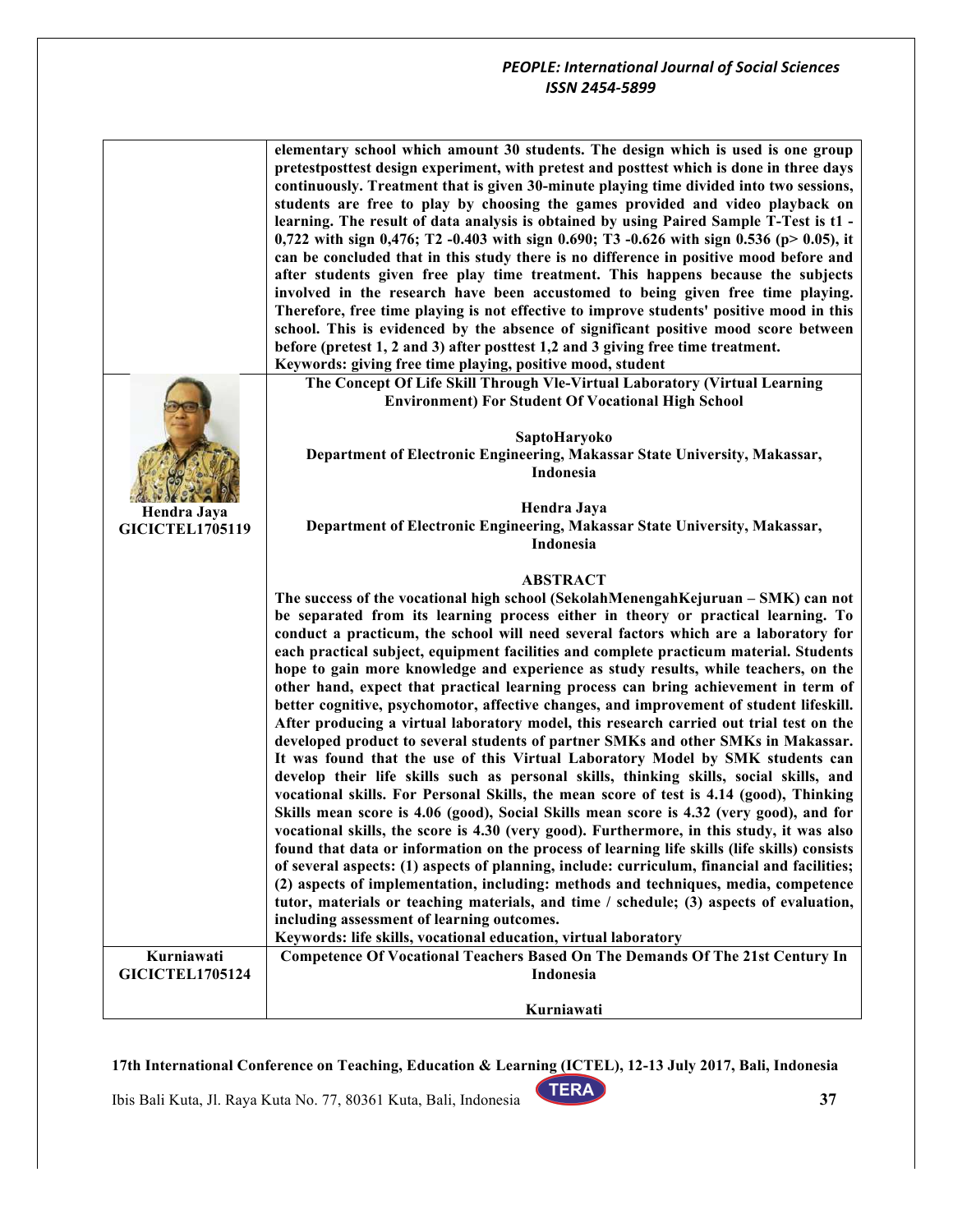| | |
|---|---|
| | elementary school which amount 30 students. The design which is used is one group pretestposttest design experiment, with pretest and posttest which is done in three days continuously. Treatment that is given 30-minute playing time divided into two sessions, students are free to play by choosing the games provided and video playback on learning. The result of data analysis is obtained by using Paired Sample T-Test is t1 -0,722 with sign 0,476; T2 -0.403 with sign 0.690; T3 -0.626 with sign 0.536 ($p > 0.05$), it can be concluded that in this study there is no difference in positive mood before and after students given free play time treatment. This happens because the subjects involved in the research have been accustomed to being given free time playing. Therefore, free time playing is not effective to improve students' positive mood in this school. This is evidenced by the absence of significant positive mood score between before (pretest 1, 2 and 3) after posttest 1,2 and 3 giving free time treatment.<br>Keywords: giving free time playing, positive mood, student |
| Hendra Jaya<br>GICICTEL1705119 | **The Concept Of Life Skill Through Vle-Virtual Laboratory (Virtual Learning Environment) For Student Of Vocational High School**<br><br>SaptoHaryoko<br>Department of Electronic Engineering, Makassar State University, Makassar, Indonesia<br><br>Hendra Jaya<br>Department of Electronic Engineering, Makassar State University, Makassar, Indonesia<br><br>**ABSTRACT**<br>The success of the vocational high school (SekolahMenengahKejuruan – SMK) can not be separated from its learning process either in theory or practical learning. To conduct a practicum, the school will need several factors which are a laboratory for each practical subject, equipment facilities and complete practicum material. Students hope to gain more knowledge and experience as study results, while teachers, on the other hand, expect that practical learning process can bring achievement in term of better cognitive, psychomotor, affective changes, and improvement of student lifeskill. After producing a virtual laboratory model, this research carried out trial test on the developed product to several students of partner SMKs and other SMKs in Makassar. It was found that the use of this Virtual Laboratory Model by SMK students can develop their life skills such as personal skills, thinking skills, social skills, and vocational skills. For Personal Skills, the mean score of test is 4.14 (good), Thinking Skills mean score is 4.06 (good), Social Skills mean score is 4.32 (very good), and for vocational skills, the score is 4.30 (very good). Furthermore, in this study, it was also found that data or information on the process of learning life skills (life skills) consists of several aspects: (1) aspects of planning, include: curriculum, financial and facilities; (2) aspects of implementation, including: methods and techniques, media, competence tutor, materials or teaching materials, and time / schedule; (3) aspects of evaluation, including assessment of learning outcomes.<br>Keywords: life skills, vocational education, virtual laboratory |
| Kurniawati<br>GICICTEL1705124 | **Competence Of Vocational Teachers Based On The Demands Of The 21st Century In Indonesia**<br><br>Kurniawati |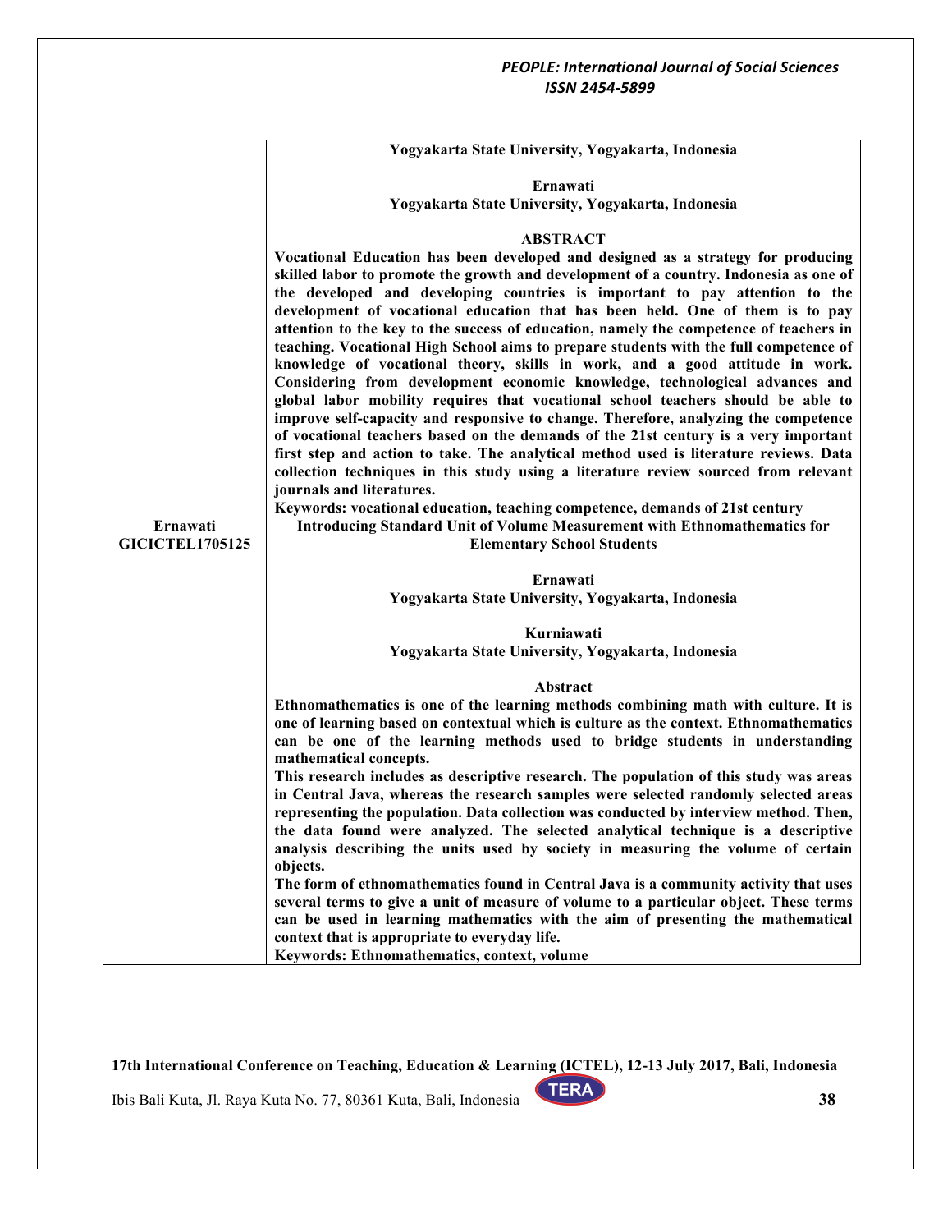| | |
|---|---|
| | **Yogyakarta State University, Yogyakarta, Indonesia**<br><br>**Ernawati**<br>**Yogyakarta State University, Yogyakarta, Indonesia**<br><br>**ABSTRACT**<br>**Vocational Education has been developed and designed as a strategy for producing skilled labor to promote the growth and development of a country. Indonesia as one of the developed and developing countries is important to pay attention to the development of vocational education that has been held. One of them is to pay attention to the key to the success of education, namely the competence of teachers in teaching. Vocational High School aims to prepare students with the full competence of knowledge of vocational theory, skills in work, and a good attitude in work. Considering from development economic knowledge, technological advances and global labor mobility requires that vocational school teachers should be able to improve self-capacity and responsive to change. Therefore, analyzing the competence of vocational teachers based on the demands of the 21st century is a very important first step and action to take. The analytical method used is literature reviews. Data collection techniques in this study using a literature review sourced from relevant journals and literatures.**<br>**Keywords: vocational education, teaching competence, demands of 21st century** |
| **Ernawati**<br>**GICICTEL1705125** | **Introducing Standard Unit of Volume Measurement with Ethnomathematics for Elementary School Students**<br><br>**Ernawati**<br>**Yogyakarta State University, Yogyakarta, Indonesia**<br><br>**Kurniawati**<br>**Yogyakarta State University, Yogyakarta, Indonesia**<br><br>**Abstract**<br>**Ethnomathematics is one of the learning methods combining math with culture. It is one of learning based on contextual which is culture as the context. Ethnomathematics can be one of the learning methods used to bridge students in understanding mathematical concepts.**<br>**This research includes as descriptive research. The population of this study was areas in Central Java, whereas the research samples were selected randomly selected areas representing the population. Data collection was conducted by interview method. Then, the data found were analyzed. The selected analytical technique is a descriptive analysis describing the units used by society in measuring the volume of certain objects.**<br>**The form of ethnomathematics found in Central Java is a community activity that uses several terms to give a unit of measure of volume to a particular object. These terms can be used in learning mathematics with the aim of presenting the mathematical context that is appropriate to everyday life.**<br>**Keywords: Ethnomathematics, context, volume** |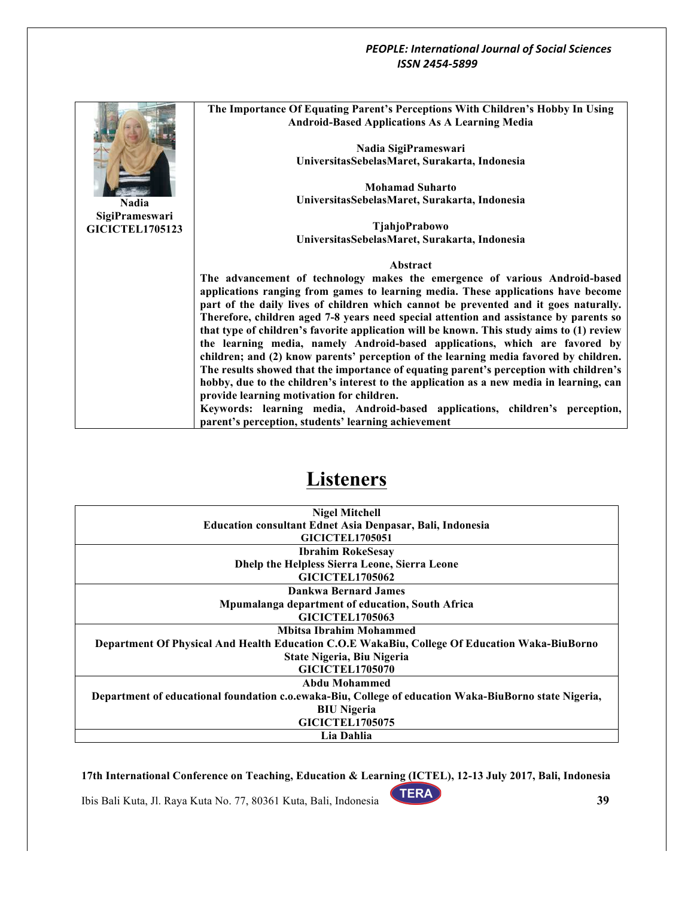| Nadia SigiPrameswari GICICTEL1705123 | **The Importance Of Equating Parent's Perceptions With Children's Hobby In Using Android-Based Applications As A Learning Media**<br><br>**Nadia SigiPrameswari**<br>**UniversitasSebelasMaret, Surakarta, Indonesia**<br><br>**Mohamad Suharto**<br>**UniversitasSebelasMaret, Surakarta, Indonesia**<br><br>**TjahjoPrabowo**<br>**UniversitasSebelasMaret, Surakarta, Indonesia**<br><br>**Abstract**<br>**The advancement of technology makes the emergence of various Android-based applications ranging from games to learning media. These applications have become part of the daily lives of children which cannot be prevented and it goes naturally. Therefore, children aged 7-8 years need special attention and assistance by parents so that type of children's favorite application will be known. This study aims to (1) review the learning media, namely Android-based applications, which are favored by children; and (2) know parents' perception of the learning media favored by children. The results showed that the importance of equating parent's perception with children's hobby, due to the children's interest to the application as a new media in learning, can provide learning motivation for children.**<br>**Keywords: learning media, Android-based applications, children's perception, parent's perception, students' learning achievement** |
|---|---|

# Listeners

| Listeners |
|---|
| **Nigel Mitchell**<br>**Education consultant Ednet Asia Denpasar, Bali, Indonesia**<br>**GICICTEL1705051** |
| **Ibrahim RokeSesay**<br>**Dhelp the Helpless Sierra Leone, Sierra Leone**<br>**GICICTEL1705062** |
| **Dankwa Bernard James**<br>**Mpumalanga department of education, South Africa**<br>**GICICTEL1705063** |
| **Mbitsa Ibrahim Mohammed**<br>**Department Of Physical And Health Education C.O.E WakaBiu, College Of Education Waka-BiuBorno State Nigeria, Biu Nigeria**<br>**GICICTEL1705070** |
| **Abdu Mohammed**<br>**Department of educational foundation c.o.ewaka-Biu, College of education Waka-BiuBorno state Nigeria, BIU Nigeria**<br>**GICICTEL1705075** |
| **Lia Dahlia** |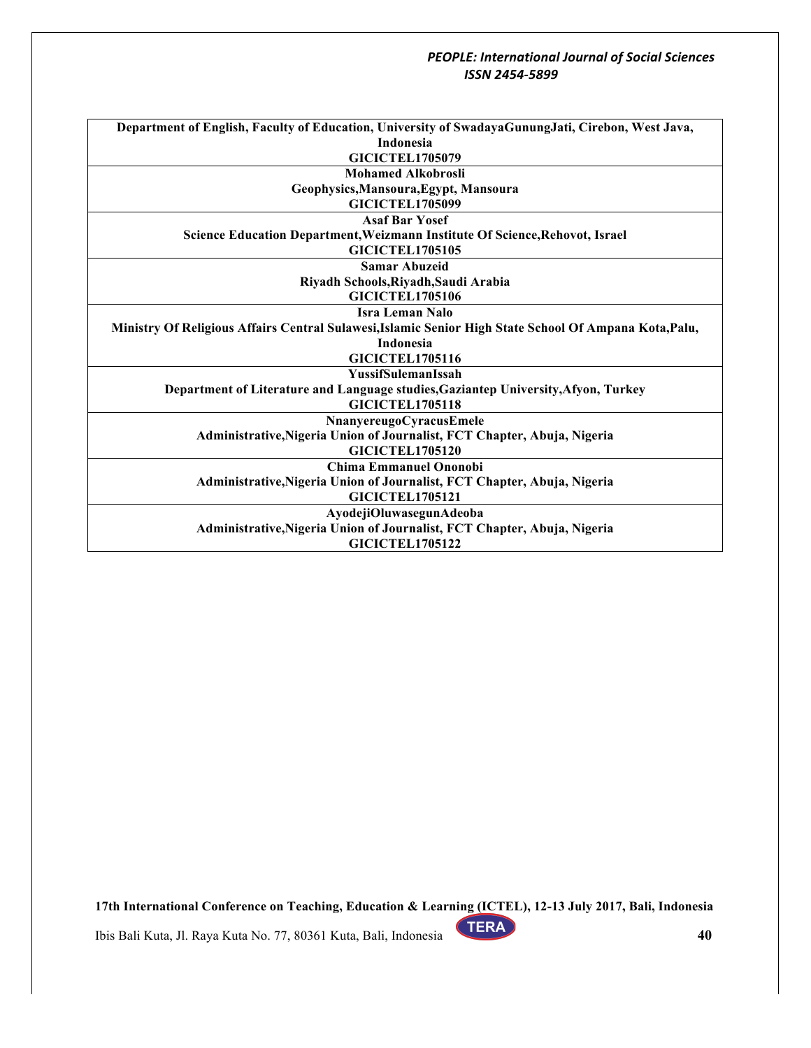| |
|---|
| **Department of English, Faculty of Education, University of SwadayaGunungJati, Cirebon, West Java, Indonesia**<br>**GICICTEL1705079** |
| **Mohamed Alkobrosli**<br>**Geophysics,Mansoura,Egypt, Mansoura**<br>**GICICTEL1705099** |
| **Asaf Bar Yosef**<br>**Science Education Department,Weizmann Institute Of Science,Rehovot, Israel**<br>**GICICTEL1705105** |
| **Samar Abuzeid**<br>**Riyadh Schools,Riyadh,Saudi Arabia**<br>**GICICTEL1705106** |
| **Isra Leman Nalo**<br>**Ministry Of Religious Affairs Central Sulawesi,Islamic Senior High State School Of Ampana Kota,Palu, Indonesia**<br>**GICICTEL1705116** |
| **YussifSulemanIssah**<br>**Department of Literature and Language studies,Gaziantep University,Afyon, Turkey**<br>**GICICTEL1705118** |
| **NnanyereugoCyracusEmele**<br>**Administrative,Nigeria Union of Journalist, FCT Chapter, Abuja, Nigeria**<br>**GICICTEL1705120** |
| **Chima Emmanuel Ononobi**<br>**Administrative,Nigeria Union of Journalist, FCT Chapter, Abuja, Nigeria**<br>**GICICTEL1705121** |
| **AyodejiOluwasegunAdeoba**<br>**Administrative,Nigeria Union of Journalist, FCT Chapter, Abuja, Nigeria**<br>**GICICTEL1705122** |